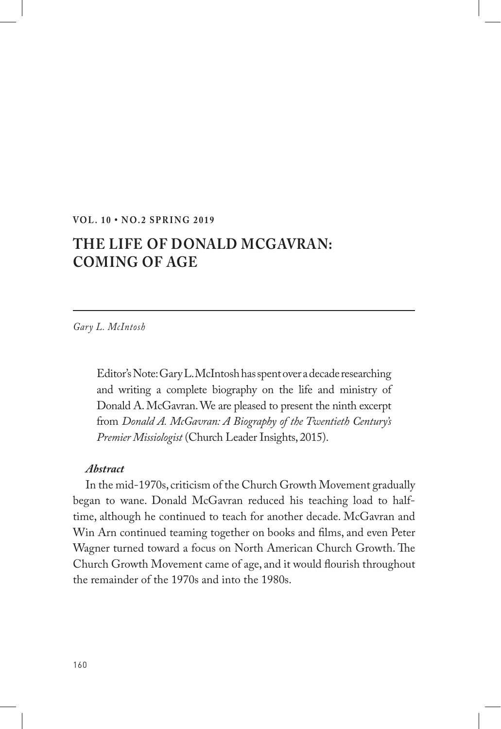**VOL. 10 • NO.2 SPRING 2019**

# THE LIFE OF DONALD MCGAVRAN: COMING OF AGE

*Gary L. McIntosh*

> Editor's Note: Gary L. McIntosh has spent over a decade researching and writing a complete biography on the life and ministry of Donald A. McGavran. We are pleased to present the ninth excerpt from *Donald A. McGavran: A Biography of the Twentieth Century's Premier Missiologist* (Church Leader Insights, 2015).

***Abstract***

In the mid-1970s, criticism of the Church Growth Movement gradually began to wane. Donald McGavran reduced his teaching load to half-time, although he continued to teach for another decade. McGavran and Win Arn continued teaming together on books and films, and even Peter Wagner turned toward a focus on North American Church Growth. The Church Growth Movement came of age, and it would flourish throughout the remainder of the 1970s and into the 1980s.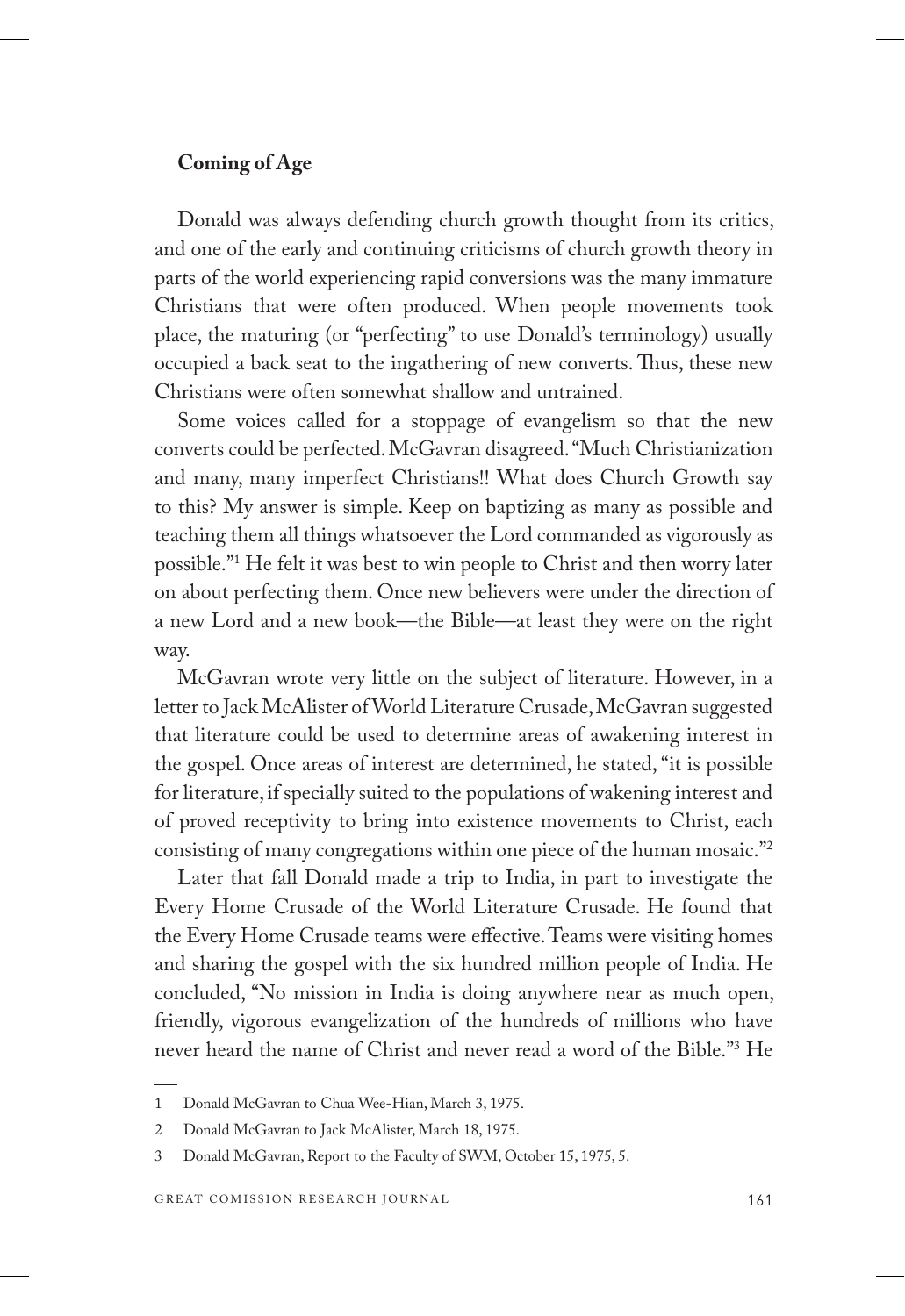**Coming of Age**

Donald was always defending church growth thought from its critics, and one of the early and continuing criticisms of church growth theory in parts of the world experiencing rapid conversions was the many immature Christians that were often produced. When people movements took place, the maturing (or "perfecting" to use Donald's terminology) usually occupied a back seat to the ingathering of new converts. Thus, these new Christians were often somewhat shallow and untrained.

Some voices called for a stoppage of evangelism so that the new converts could be perfected. McGavran disagreed. "Much Christianization and many, many imperfect Christians!! What does Church Growth say to this? My answer is simple. Keep on baptizing as many as possible and teaching them all things whatsoever the Lord commanded as vigorously as possible."[1] He felt it was best to win people to Christ and then worry later on about perfecting them. Once new believers were under the direction of a new Lord and a new book—the Bible—at least they were on the right way.

McGavran wrote very little on the subject of literature. However, in a letter to Jack McAlister of World Literature Crusade, McGavran suggested that literature could be used to determine areas of awakening interest in the gospel. Once areas of interest are determined, he stated, "it is possible for literature, if specially suited to the populations of wakening interest and of proved receptivity to bring into existence movements to Christ, each consisting of many congregations within one piece of the human mosaic."[2]

Later that fall Donald made a trip to India, in part to investigate the Every Home Crusade of the World Literature Crusade. He found that the Every Home Crusade teams were effective. Teams were visiting homes and sharing the gospel with the six hundred million people of India. He concluded, "No mission in India is doing anywhere near as much open, friendly, vigorous evangelization of the hundreds of millions who have never heard the name of Christ and never read a word of the Bible."[3] He

---

1 Donald McGavran to Chua Wee-Hian, March 3, 1975.

2 Donald McGavran to Jack McAlister, March 18, 1975.

3 Donald McGavran, Report to the Faculty of SWM, October 15, 1975, 5.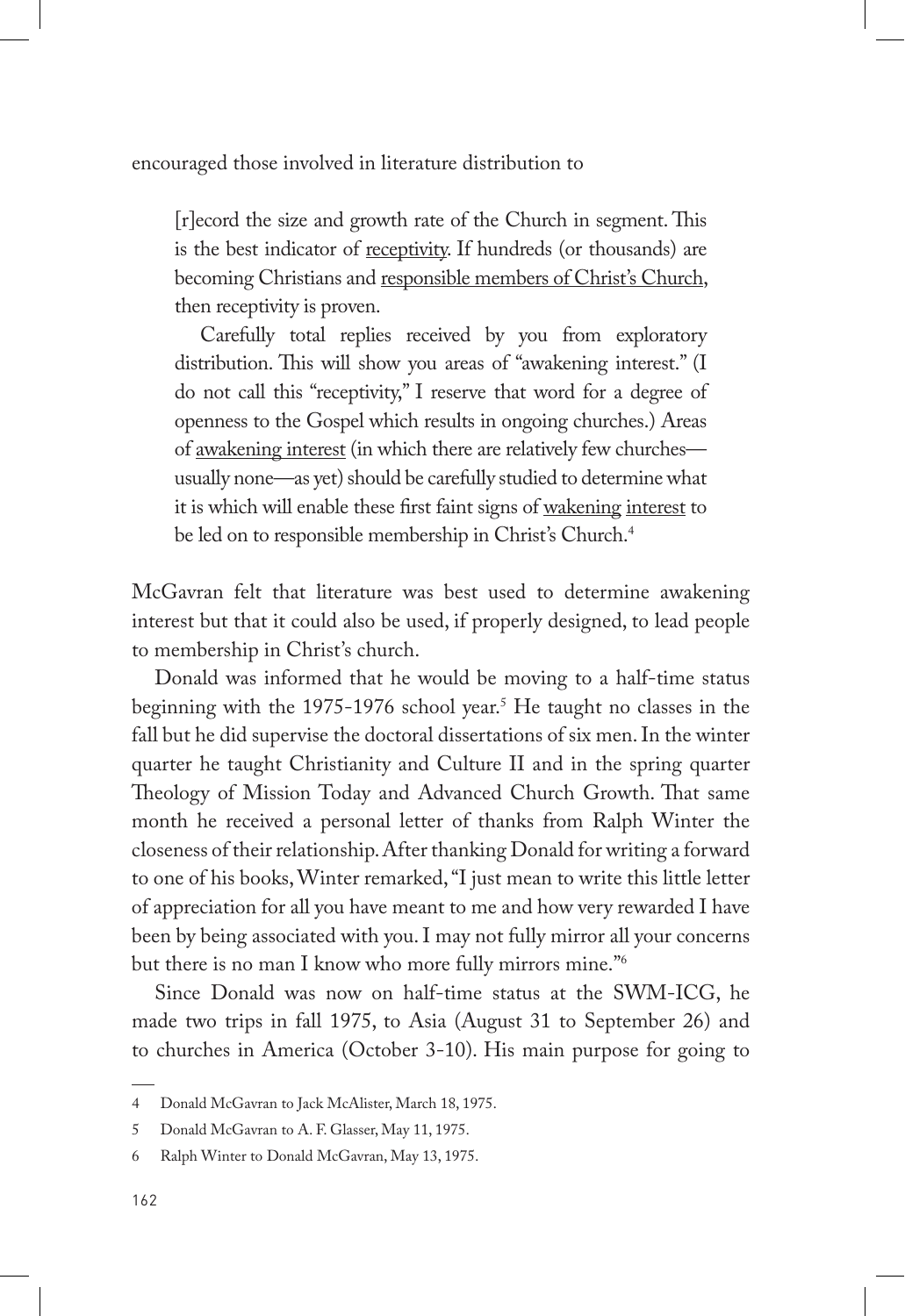encouraged those involved in literature distribution to

> [r]ecord the size and growth rate of the Church in segment. This is the best indicator of <u>receptivity</u>. If hundreds (or thousands) are becoming Christians and <u>responsible members of Christ's Church</u>, then receptivity is proven.
>
> Carefully total replies received by you from exploratory distribution. This will show you areas of "awakening interest." (I do not call this "receptivity," I reserve that word for a degree of openness to the Gospel which results in ongoing churches.) Areas of <u>awakening interest</u> (in which there are relatively few churches—usually none—as yet) should be carefully studied to determine what it is which will enable these first faint signs of <u>wakening</u> <u>interest</u> to be led on to responsible membership in Christ's Church.[4]

McGavran felt that literature was best used to determine awakening interest but that it could also be used, if properly designed, to lead people to membership in Christ's church.

Donald was informed that he would be moving to a half-time status beginning with the 1975-1976 school year.[5] He taught no classes in the fall but he did supervise the doctoral dissertations of six men. In the winter quarter he taught Christianity and Culture II and in the spring quarter Theology of Mission Today and Advanced Church Growth. That same month he received a personal letter of thanks from Ralph Winter the closeness of their relationship. After thanking Donald for writing a forward to one of his books, Winter remarked, "I just mean to write this little letter of appreciation for all you have meant to me and how very rewarded I have been by being associated with you. I may not fully mirror all your concerns but there is no man I know who more fully mirrors mine."[6]

Since Donald was now on half-time status at the SWM-ICG, he made two trips in fall 1975, to Asia (August 31 to September 26) and to churches in America (October 3-10). His main purpose for going to

---

4 Donald McGavran to Jack McAlister, March 18, 1975.

5 Donald McGavran to A. F. Glasser, May 11, 1975.

6 Ralph Winter to Donald McGavran, May 13, 1975.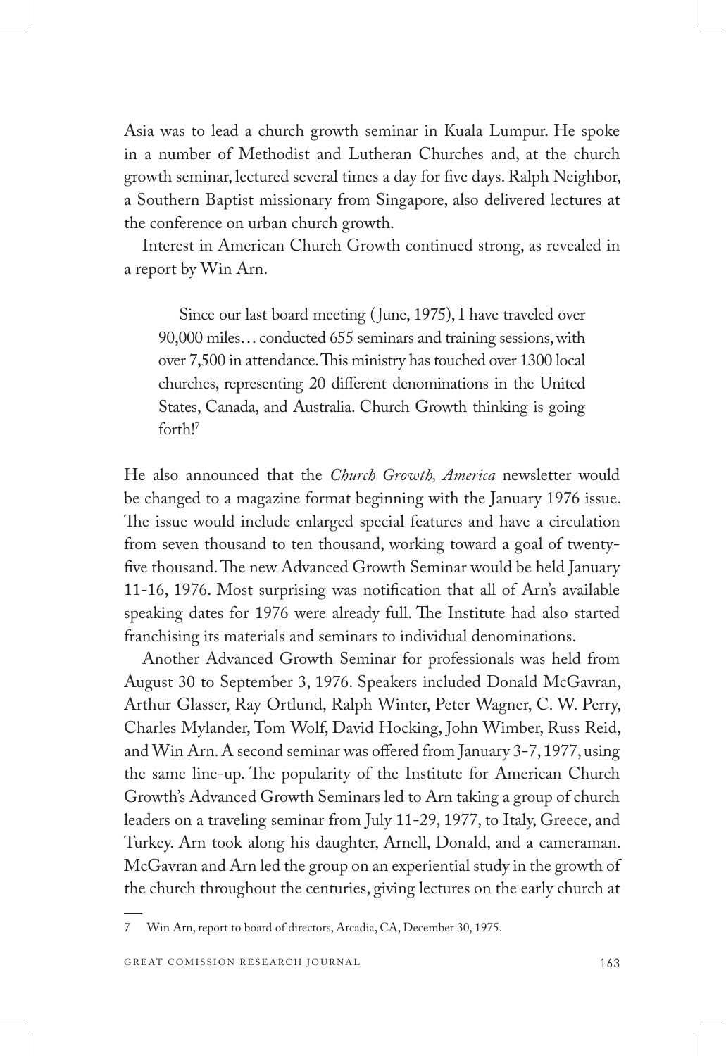Asia was to lead a church growth seminar in Kuala Lumpur. He spoke in a number of Methodist and Lutheran Churches and, at the church growth seminar, lectured several times a day for five days. Ralph Neighbor, a Southern Baptist missionary from Singapore, also delivered lectures at the conference on urban church growth.

Interest in American Church Growth continued strong, as revealed in a report by Win Arn.

> Since our last board meeting (June, 1975), I have traveled over 90,000 miles… conducted 655 seminars and training sessions, with over 7,500 in attendance. This ministry has touched over 1300 local churches, representing 20 different denominations in the United States, Canada, and Australia. Church Growth thinking is going forth![7]

He also announced that the *Church Growth, America* newsletter would be changed to a magazine format beginning with the January 1976 issue. The issue would include enlarged special features and have a circulation from seven thousand to ten thousand, working toward a goal of twenty-five thousand. The new Advanced Growth Seminar would be held January 11-16, 1976. Most surprising was notification that all of Arn's available speaking dates for 1976 were already full. The Institute had also started franchising its materials and seminars to individual denominations.

Another Advanced Growth Seminar for professionals was held from August 30 to September 3, 1976. Speakers included Donald McGavran, Arthur Glasser, Ray Ortlund, Ralph Winter, Peter Wagner, C. W. Perry, Charles Mylander, Tom Wolf, David Hocking, John Wimber, Russ Reid, and Win Arn. A second seminar was offered from January 3-7, 1977, using the same line-up. The popularity of the Institute for American Church Growth's Advanced Growth Seminars led to Arn taking a group of church leaders on a traveling seminar from July 11-29, 1977, to Italy, Greece, and Turkey. Arn took along his daughter, Arnell, Donald, and a cameraman. McGavran and Arn led the group on an experiential study in the growth of the church throughout the centuries, giving lectures on the early church at

---

7 Win Arn, report to board of directors, Arcadia, CA, December 30, 1975.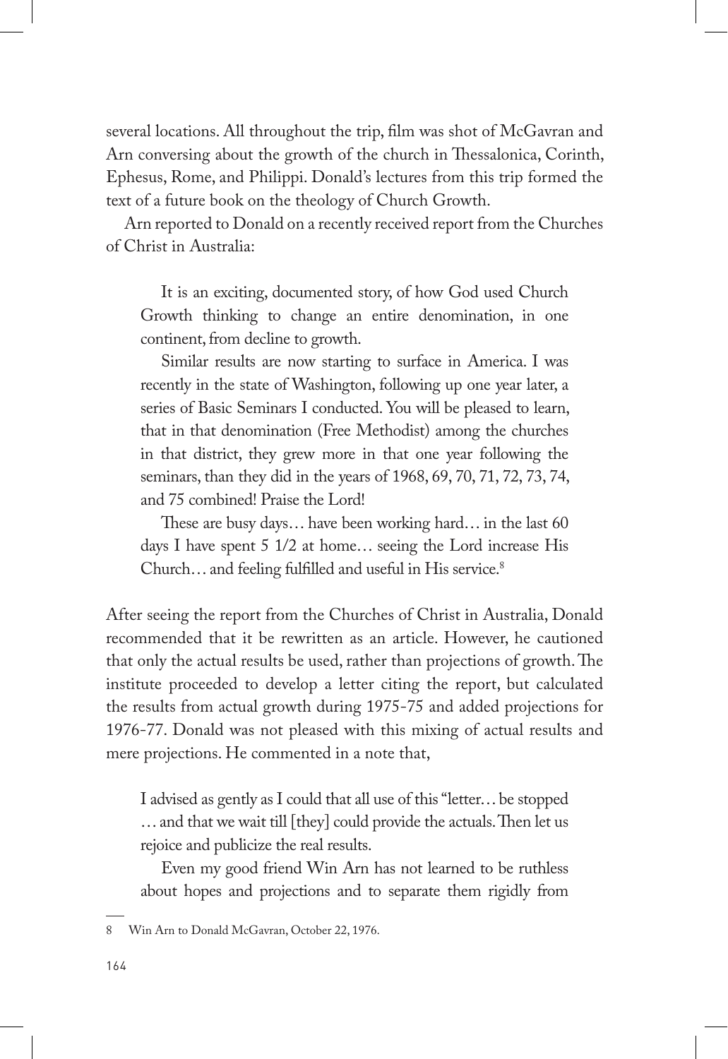several locations. All throughout the trip, film was shot of McGavran and Arn conversing about the growth of the church in Thessalonica, Corinth, Ephesus, Rome, and Philippi. Donald's lectures from this trip formed the text of a future book on the theology of Church Growth.

Arn reported to Donald on a recently received report from the Churches of Christ in Australia:

> It is an exciting, documented story, of how God used Church Growth thinking to change an entire denomination, in one continent, from decline to growth.
>
> Similar results are now starting to surface in America. I was recently in the state of Washington, following up one year later, a series of Basic Seminars I conducted. You will be pleased to learn, that in that denomination (Free Methodist) among the churches in that district, they grew more in that one year following the seminars, than they did in the years of 1968, 69, 70, 71, 72, 73, 74, and 75 combined! Praise the Lord!
>
> These are busy days… have been working hard… in the last 60 days I have spent 5 1/2 at home… seeing the Lord increase His Church… and feeling fulfilled and useful in His service.[8]

After seeing the report from the Churches of Christ in Australia, Donald recommended that it be rewritten as an article. However, he cautioned that only the actual results be used, rather than projections of growth. The institute proceeded to develop a letter citing the report, but calculated the results from actual growth during 1975-75 and added projections for 1976-77. Donald was not pleased with this mixing of actual results and mere projections. He commented in a note that,

> I advised as gently as I could that all use of this "letter… be stopped … and that we wait till [they] could provide the actuals. Then let us rejoice and publicize the real results.
>
> Even my good friend Win Arn has not learned to be ruthless about hopes and projections and to separate them rigidly from

---

8 Win Arn to Donald McGavran, October 22, 1976.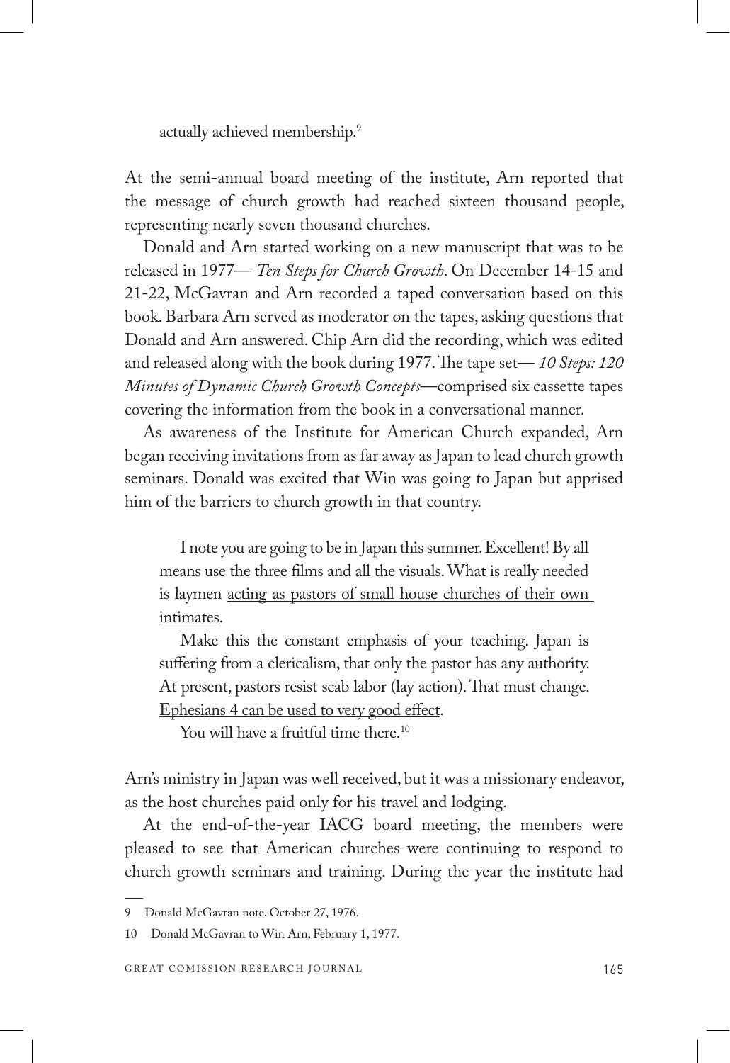> actually achieved membership.[9]

At the semi-annual board meeting of the institute, Arn reported that the message of church growth had reached sixteen thousand people, representing nearly seven thousand churches.

Donald and Arn started working on a new manuscript that was to be released in 1977— *Ten Steps for Church Growth*. On December 14-15 and 21-22, McGavran and Arn recorded a taped conversation based on this book. Barbara Arn served as moderator on the tapes, asking questions that Donald and Arn answered. Chip Arn did the recording, which was edited and released along with the book during 1977. The tape set— *10 Steps: 120 Minutes of Dynamic Church Growth Concepts*—comprised six cassette tapes covering the information from the book in a conversational manner.

As awareness of the Institute for American Church expanded, Arn began receiving invitations from as far away as Japan to lead church growth seminars. Donald was excited that Win was going to Japan but apprised him of the barriers to church growth in that country.

> I note you are going to be in Japan this summer. Excellent! By all means use the three films and all the visuals. What is really needed is laymen <u>acting as pastors of small house churches of their own intimates</u>.
>
> Make this the constant emphasis of your teaching. Japan is suffering from a clericalism, that only the pastor has any authority. At present, pastors resist scab labor (lay action). That must change. <u>Ephesians 4 can be used to very good effect</u>.
>
> You will have a fruitful time there.[10]

Arn's ministry in Japan was well received, but it was a missionary endeavor, as the host churches paid only for his travel and lodging.

At the end-of-the-year IACG board meeting, the members were pleased to see that American churches were continuing to respond to church growth seminars and training. During the year the institute had

---

9 Donald McGavran note, October 27, 1976.

10 Donald McGavran to Win Arn, February 1, 1977.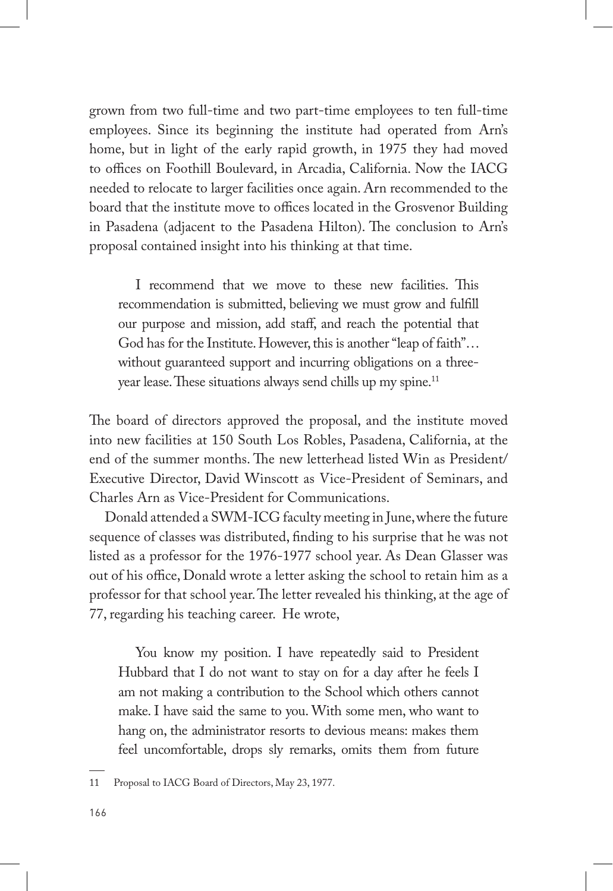grown from two full-time and two part-time employees to ten full-time employees. Since its beginning the institute had operated from Arn's home, but in light of the early rapid growth, in 1975 they had moved to offices on Foothill Boulevard, in Arcadia, California. Now the IACG needed to relocate to larger facilities once again. Arn recommended to the board that the institute move to offices located in the Grosvenor Building in Pasadena (adjacent to the Pasadena Hilton). The conclusion to Arn's proposal contained insight into his thinking at that time.

> I recommend that we move to these new facilities. This recommendation is submitted, believing we must grow and fulfill our purpose and mission, add staff, and reach the potential that God has for the Institute. However, this is another "leap of faith"… without guaranteed support and incurring obligations on a three-year lease. These situations always send chills up my spine.[11]

The board of directors approved the proposal, and the institute moved into new facilities at 150 South Los Robles, Pasadena, California, at the end of the summer months. The new letterhead listed Win as President/Executive Director, David Winscott as Vice-President of Seminars, and Charles Arn as Vice-President for Communications.

Donald attended a SWM-ICG faculty meeting in June, where the future sequence of classes was distributed, finding to his surprise that he was not listed as a professor for the 1976-1977 school year. As Dean Glasser was out of his office, Donald wrote a letter asking the school to retain him as a professor for that school year. The letter revealed his thinking, at the age of 77, regarding his teaching career. He wrote,

> You know my position. I have repeatedly said to President Hubbard that I do not want to stay on for a day after he feels I am not making a contribution to the School which others cannot make. I have said the same to you. With some men, who want to hang on, the administrator resorts to devious means: makes them feel uncomfortable, drops sly remarks, omits them from future

---

11 Proposal to IACG Board of Directors, May 23, 1977.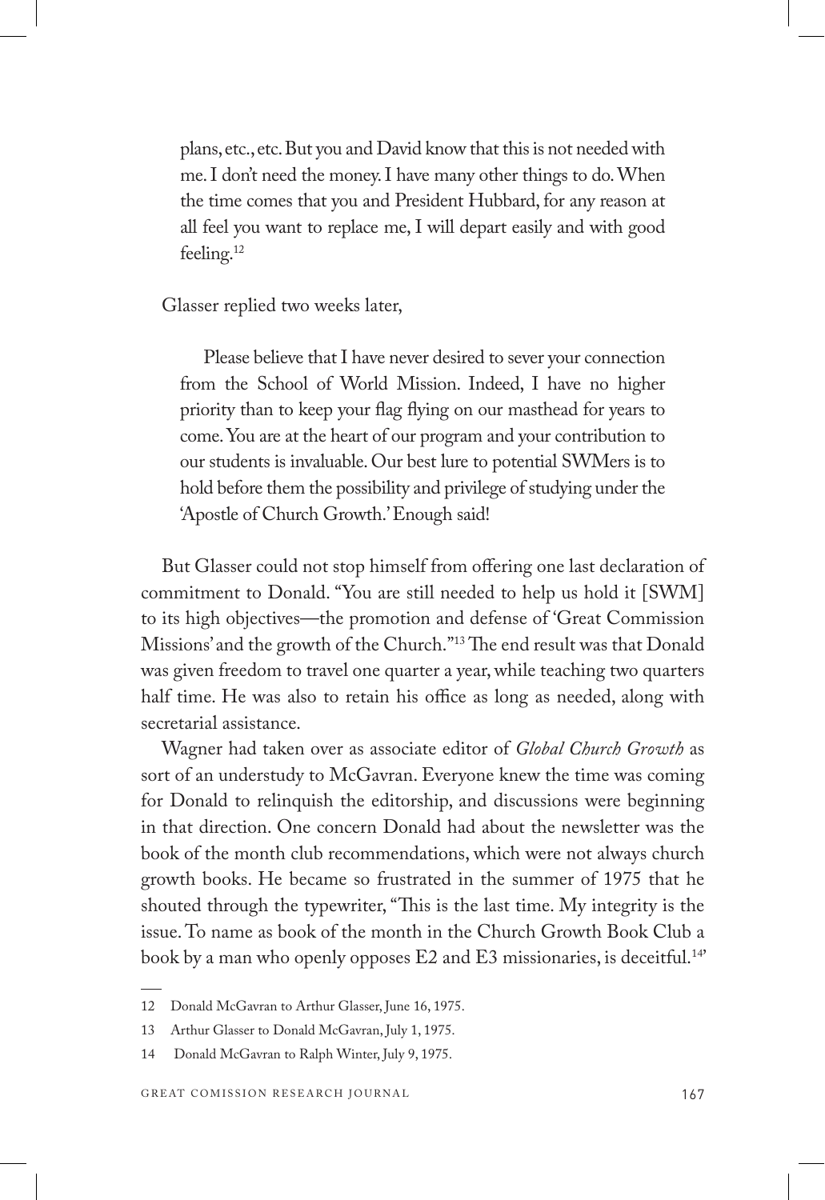> plans, etc., etc. But you and David know that this is not needed with me. I don't need the money. I have many other things to do. When the time comes that you and President Hubbard, for any reason at all feel you want to replace me, I will depart easily and with good feeling.[12]

Glasser replied two weeks later,

> Please believe that I have never desired to sever your connection from the School of World Mission. Indeed, I have no higher priority than to keep your flag flying on our masthead for years to come. You are at the heart of our program and your contribution to our students is invaluable. Our best lure to potential SWMers is to hold before them the possibility and privilege of studying under the 'Apostle of Church Growth.' Enough said!

But Glasser could not stop himself from offering one last declaration of commitment to Donald. "You are still needed to help us hold it [SWM] to its high objectives—the promotion and defense of 'Great Commission Missions' and the growth of the Church."[13] The end result was that Donald was given freedom to travel one quarter a year, while teaching two quarters half time. He was also to retain his office as long as needed, along with secretarial assistance.

Wagner had taken over as associate editor of *Global Church Growth* as sort of an understudy to McGavran. Everyone knew the time was coming for Donald to relinquish the editorship, and discussions were beginning in that direction. One concern Donald had about the newsletter was the book of the month club recommendations, which were not always church growth books. He became so frustrated in the summer of 1975 that he shouted through the typewriter, "This is the last time. My integrity is the issue. To name as book of the month in the Church Growth Book Club a book by a man who openly opposes E2 and E3 missionaries, is deceitful.[14]"

---

12 Donald McGavran to Arthur Glasser, June 16, 1975.

13 Arthur Glasser to Donald McGavran, July 1, 1975.

14 Donald McGavran to Ralph Winter, July 9, 1975.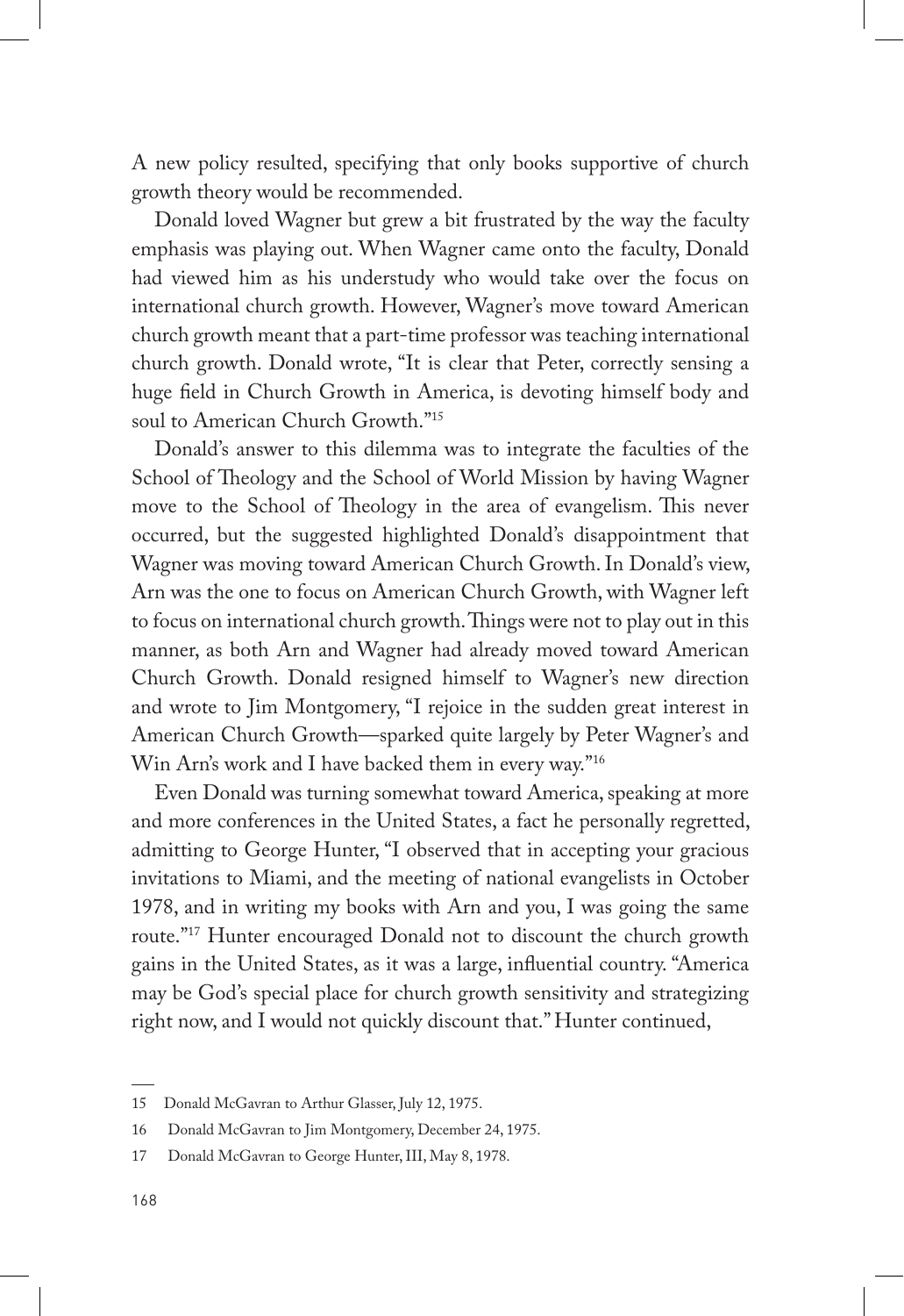A new policy resulted, specifying that only books supportive of church growth theory would be recommended.

Donald loved Wagner but grew a bit frustrated by the way the faculty emphasis was playing out. When Wagner came onto the faculty, Donald had viewed him as his understudy who would take over the focus on international church growth. However, Wagner's move toward American church growth meant that a part-time professor was teaching international church growth. Donald wrote, "It is clear that Peter, correctly sensing a huge field in Church Growth in America, is devoting himself body and soul to American Church Growth."[15]

Donald's answer to this dilemma was to integrate the faculties of the School of Theology and the School of World Mission by having Wagner move to the School of Theology in the area of evangelism. This never occurred, but the suggested highlighted Donald's disappointment that Wagner was moving toward American Church Growth. In Donald's view, Arn was the one to focus on American Church Growth, with Wagner left to focus on international church growth. Things were not to play out in this manner, as both Arn and Wagner had already moved toward American Church Growth. Donald resigned himself to Wagner's new direction and wrote to Jim Montgomery, "I rejoice in the sudden great interest in American Church Growth—sparked quite largely by Peter Wagner's and Win Arn's work and I have backed them in every way."[16]

Even Donald was turning somewhat toward America, speaking at more and more conferences in the United States, a fact he personally regretted, admitting to George Hunter, "I observed that in accepting your gracious invitations to Miami, and the meeting of national evangelists in October 1978, and in writing my books with Arn and you, I was going the same route."[17] Hunter encouraged Donald not to discount the church growth gains in the United States, as it was a large, influential country. "America may be God's special place for church growth sensitivity and strategizing right now, and I would not quickly discount that." Hunter continued,

---

15 Donald McGavran to Arthur Glasser, July 12, 1975.

16 Donald McGavran to Jim Montgomery, December 24, 1975.

17 Donald McGavran to George Hunter, III, May 8, 1978.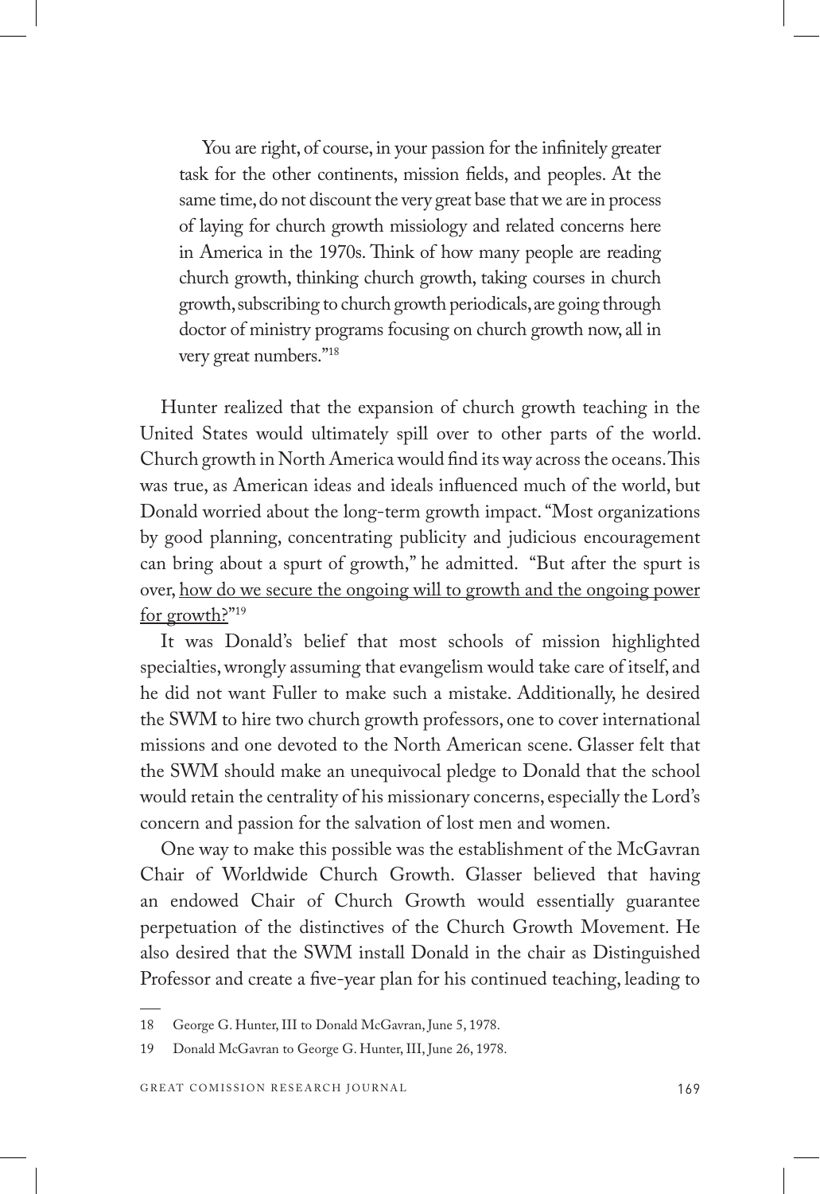> You are right, of course, in your passion for the infinitely greater task for the other continents, mission fields, and peoples. At the same time, do not discount the very great base that we are in process of laying for church growth missiology and related concerns here in America in the 1970s. Think of how many people are reading church growth, thinking church growth, taking courses in church growth, subscribing to church growth periodicals, are going through doctor of ministry programs focusing on church growth now, all in very great numbers."[18]

Hunter realized that the expansion of church growth teaching in the United States would ultimately spill over to other parts of the world. Church growth in North America would find its way across the oceans. This was true, as American ideas and ideals influenced much of the world, but Donald worried about the long-term growth impact. "Most organizations by good planning, concentrating publicity and judicious encouragement can bring about a spurt of growth," he admitted. "But after the spurt is over, <u>how do we secure the ongoing will to growth and the ongoing power for growth?</u>"[19]

It was Donald's belief that most schools of mission highlighted specialties, wrongly assuming that evangelism would take care of itself, and he did not want Fuller to make such a mistake. Additionally, he desired the SWM to hire two church growth professors, one to cover international missions and one devoted to the North American scene. Glasser felt that the SWM should make an unequivocal pledge to Donald that the school would retain the centrality of his missionary concerns, especially the Lord's concern and passion for the salvation of lost men and women.

One way to make this possible was the establishment of the McGavran Chair of Worldwide Church Growth. Glasser believed that having an endowed Chair of Church Growth would essentially guarantee perpetuation of the distinctives of the Church Growth Movement. He also desired that the SWM install Donald in the chair as Distinguished Professor and create a five-year plan for his continued teaching, leading to

---

18 George G. Hunter, III to Donald McGavran, June 5, 1978.

19 Donald McGavran to George G. Hunter, III, June 26, 1978.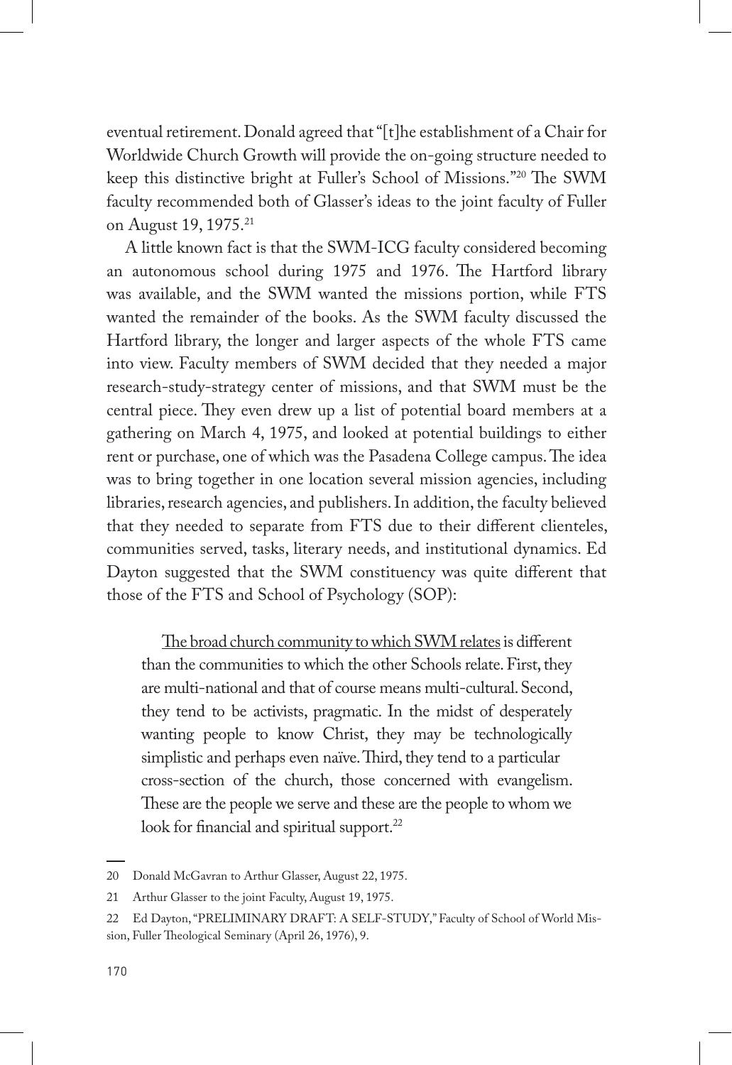eventual retirement. Donald agreed that "[t]he establishment of a Chair for Worldwide Church Growth will provide the on-going structure needed to keep this distinctive bright at Fuller's School of Missions."[20] The SWM faculty recommended both of Glasser's ideas to the joint faculty of Fuller on August 19, 1975.[21]

A little known fact is that the SWM-ICG faculty considered becoming an autonomous school during 1975 and 1976. The Hartford library was available, and the SWM wanted the missions portion, while FTS wanted the remainder of the books. As the SWM faculty discussed the Hartford library, the longer and larger aspects of the whole FTS came into view. Faculty members of SWM decided that they needed a major research-study-strategy center of missions, and that SWM must be the central piece. They even drew up a list of potential board members at a gathering on March 4, 1975, and looked at potential buildings to either rent or purchase, one of which was the Pasadena College campus. The idea was to bring together in one location several mission agencies, including libraries, research agencies, and publishers. In addition, the faculty believed that they needed to separate from FTS due to their different clienteles, communities served, tasks, literary needs, and institutional dynamics. Ed Dayton suggested that the SWM constituency was quite different that those of the FTS and School of Psychology (SOP):

> The broad church community to which SWM relates is different than the communities to which the other Schools relate. First, they are multi-national and that of course means multi-cultural. Second, they tend to be activists, pragmatic. In the midst of desperately wanting people to know Christ, they may be technologically simplistic and perhaps even naïve. Third, they tend to a particular cross-section of the church, those concerned with evangelism. These are the people we serve and these are the people to whom we look for financial and spiritual support.[22]

---

20 Donald McGavran to Arthur Glasser, August 22, 1975.

21 Arthur Glasser to the joint Faculty, August 19, 1975.

22 Ed Dayton, "PRELIMINARY DRAFT: A SELF-STUDY," Faculty of School of World Mission, Fuller Theological Seminary (April 26, 1976), 9.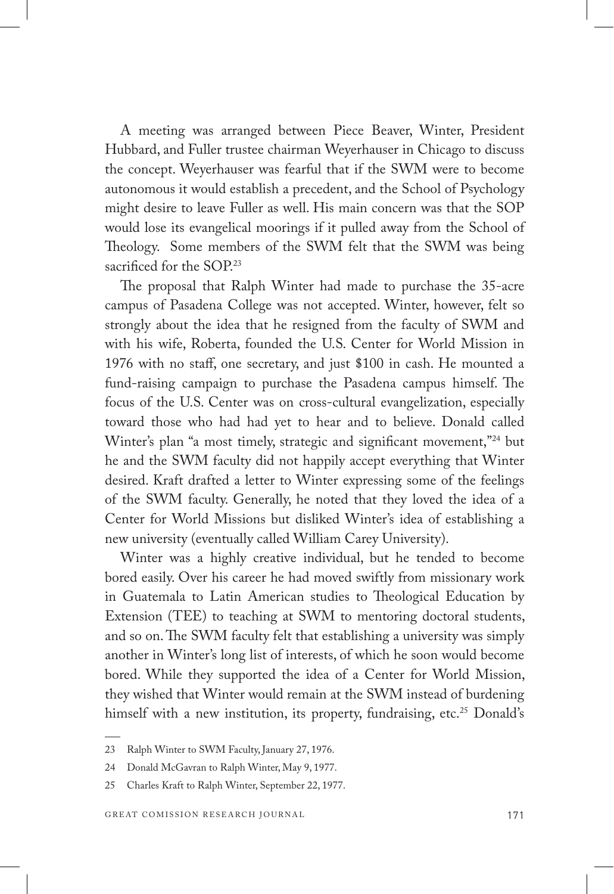A meeting was arranged between Piece Beaver, Winter, President Hubbard, and Fuller trustee chairman Weyerhauser in Chicago to discuss the concept. Weyerhauser was fearful that if the SWM were to become autonomous it would establish a precedent, and the School of Psychology might desire to leave Fuller as well. His main concern was that the SOP would lose its evangelical moorings if it pulled away from the School of Theology. Some members of the SWM felt that the SWM was being sacrificed for the SOP.[23]

The proposal that Ralph Winter had made to purchase the 35-acre campus of Pasadena College was not accepted. Winter, however, felt so strongly about the idea that he resigned from the faculty of SWM and with his wife, Roberta, founded the U.S. Center for World Mission in 1976 with no staff, one secretary, and just $100 in cash. He mounted a fund-raising campaign to purchase the Pasadena campus himself. The focus of the U.S. Center was on cross-cultural evangelization, especially toward those who had had yet to hear and to believe. Donald called Winter's plan "a most timely, strategic and significant movement,"[24] but he and the SWM faculty did not happily accept everything that Winter desired. Kraft drafted a letter to Winter expressing some of the feelings of the SWM faculty. Generally, he noted that they loved the idea of a Center for World Missions but disliked Winter's idea of establishing a new university (eventually called William Carey University).

Winter was a highly creative individual, but he tended to become bored easily. Over his career he had moved swiftly from missionary work in Guatemala to Latin American studies to Theological Education by Extension (TEE) to teaching at SWM to mentoring doctoral students, and so on. The SWM faculty felt that establishing a university was simply another in Winter's long list of interests, of which he soon would become bored. While they supported the idea of a Center for World Mission, they wished that Winter would remain at the SWM instead of burdening himself with a new institution, its property, fundraising, etc.[25] Donald's

---

23 Ralph Winter to SWM Faculty, January 27, 1976.

24 Donald McGavran to Ralph Winter, May 9, 1977.

25 Charles Kraft to Ralph Winter, September 22, 1977.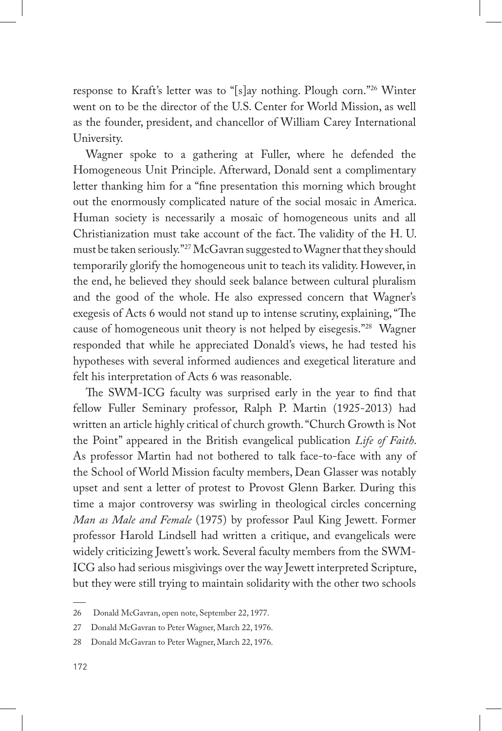response to Kraft's letter was to "[s]ay nothing. Plough corn."[26] Winter went on to be the director of the U.S. Center for World Mission, as well as the founder, president, and chancellor of William Carey International University.

Wagner spoke to a gathering at Fuller, where he defended the Homogeneous Unit Principle. Afterward, Donald sent a complimentary letter thanking him for a "fine presentation this morning which brought out the enormously complicated nature of the social mosaic in America. Human society is necessarily a mosaic of homogeneous units and all Christianization must take account of the fact. The validity of the H. U. must be taken seriously."[27] McGavran suggested to Wagner that they should temporarily glorify the homogeneous unit to teach its validity. However, in the end, he believed they should seek balance between cultural pluralism and the good of the whole. He also expressed concern that Wagner's exegesis of Acts 6 would not stand up to intense scrutiny, explaining, "The cause of homogeneous unit theory is not helped by eisegesis."[28] Wagner responded that while he appreciated Donald's views, he had tested his hypotheses with several informed audiences and exegetical literature and felt his interpretation of Acts 6 was reasonable.

The SWM-ICG faculty was surprised early in the year to find that fellow Fuller Seminary professor, Ralph P. Martin (1925-2013) had written an article highly critical of church growth. "Church Growth is Not the Point" appeared in the British evangelical publication *Life of Faith*. As professor Martin had not bothered to talk face-to-face with any of the School of World Mission faculty members, Dean Glasser was notably upset and sent a letter of protest to Provost Glenn Barker. During this time a major controversy was swirling in theological circles concerning *Man as Male and Female* (1975) by professor Paul King Jewett. Former professor Harold Lindsell had written a critique, and evangelicals were widely criticizing Jewett's work. Several faculty members from the SWM-ICG also had serious misgivings over the way Jewett interpreted Scripture, but they were still trying to maintain solidarity with the other two schools

---

26 Donald McGavran, open note, September 22, 1977.

27 Donald McGavran to Peter Wagner, March 22, 1976.

28 Donald McGavran to Peter Wagner, March 22, 1976.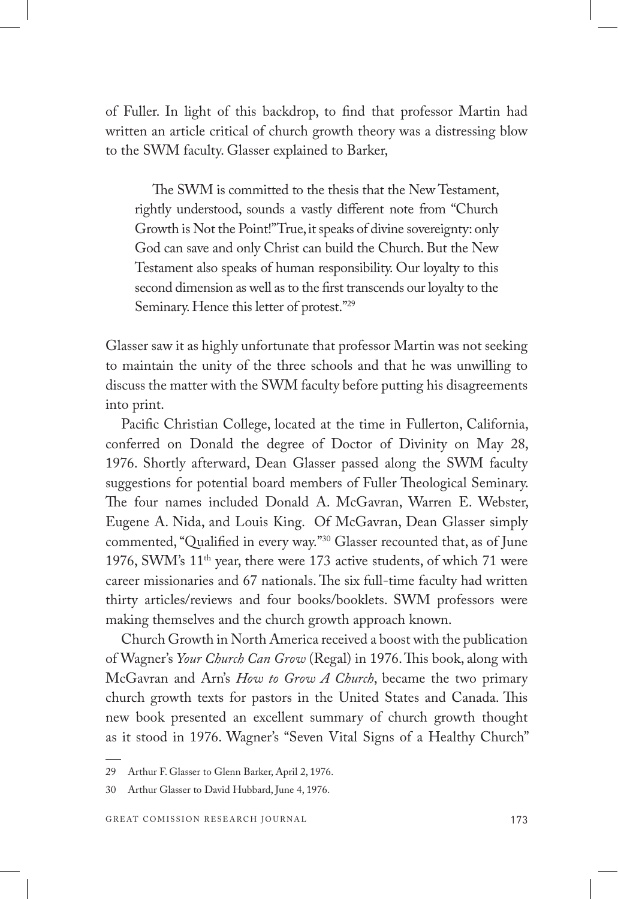of Fuller. In light of this backdrop, to find that professor Martin had written an article critical of church growth theory was a distressing blow to the SWM faculty. Glasser explained to Barker,

> The SWM is committed to the thesis that the New Testament, rightly understood, sounds a vastly different note from "Church Growth is Not the Point!" True, it speaks of divine sovereignty: only God can save and only Christ can build the Church. But the New Testament also speaks of human responsibility. Our loyalty to this second dimension as well as to the first transcends our loyalty to the Seminary. Hence this letter of protest."[29]

Glasser saw it as highly unfortunate that professor Martin was not seeking to maintain the unity of the three schools and that he was unwilling to discuss the matter with the SWM faculty before putting his disagreements into print.

Pacific Christian College, located at the time in Fullerton, California, conferred on Donald the degree of Doctor of Divinity on May 28, 1976. Shortly afterward, Dean Glasser passed along the SWM faculty suggestions for potential board members of Fuller Theological Seminary. The four names included Donald A. McGavran, Warren E. Webster, Eugene A. Nida, and Louis King. Of McGavran, Dean Glasser simply commented, "Qualified in every way."[30] Glasser recounted that, as of June 1976, SWM's 11th year, there were 173 active students, of which 71 were career missionaries and 67 nationals. The six full-time faculty had written thirty articles/reviews and four books/booklets. SWM professors were making themselves and the church growth approach known.

Church Growth in North America received a boost with the publication of Wagner's *Your Church Can Grow* (Regal) in 1976. This book, along with McGavran and Arn's *How to Grow A Church*, became the two primary church growth texts for pastors in the United States and Canada. This new book presented an excellent summary of church growth thought as it stood in 1976. Wagner's "Seven Vital Signs of a Healthy Church"

---

29 Arthur F. Glasser to Glenn Barker, April 2, 1976.

30 Arthur Glasser to David Hubbard, June 4, 1976.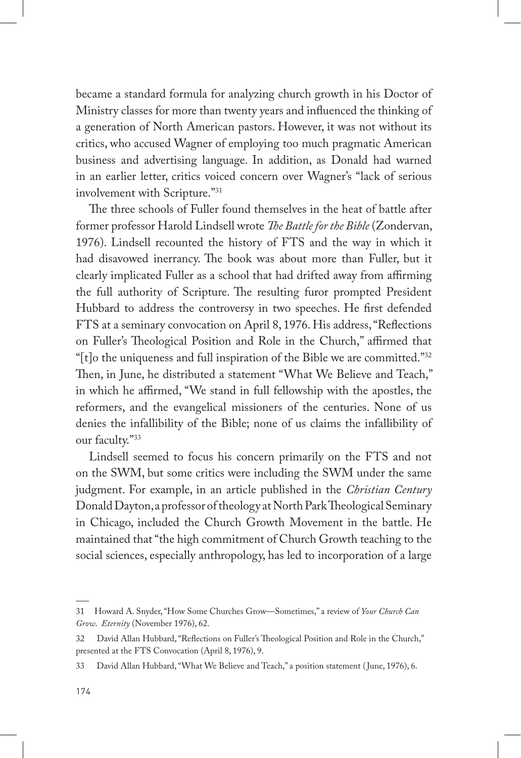became a standard formula for analyzing church growth in his Doctor of Ministry classes for more than twenty years and influenced the thinking of a generation of North American pastors. However, it was not without its critics, who accused Wagner of employing too much pragmatic American business and advertising language. In addition, as Donald had warned in an earlier letter, critics voiced concern over Wagner's "lack of serious involvement with Scripture."[31]

The three schools of Fuller found themselves in the heat of battle after former professor Harold Lindsell wrote *The Battle for the Bible* (Zondervan, 1976). Lindsell recounted the history of FTS and the way in which it had disavowed inerrancy. The book was about more than Fuller, but it clearly implicated Fuller as a school that had drifted away from affirming the full authority of Scripture. The resulting furor prompted President Hubbard to address the controversy in two speeches. He first defended FTS at a seminary convocation on April 8, 1976. His address, "Reflections on Fuller's Theological Position and Role in the Church," affirmed that "[t]o the uniqueness and full inspiration of the Bible we are committed."[32] Then, in June, he distributed a statement "What We Believe and Teach," in which he affirmed, "We stand in full fellowship with the apostles, the reformers, and the evangelical missioners of the centuries. None of us denies the infallibility of the Bible; none of us claims the infallibility of our faculty."[33]

Lindsell seemed to focus his concern primarily on the FTS and not on the SWM, but some critics were including the SWM under the same judgment. For example, in an article published in the *Christian Century* Donald Dayton, a professor of theology at North Park Theological Seminary in Chicago, included the Church Growth Movement in the battle. He maintained that "the high commitment of Church Growth teaching to the social sciences, especially anthropology, has led to incorporation of a large

---

31 Howard A. Snyder, "How Some Churches Grow—Sometimes," a review of *Your Church Can Grow*. *Eternity* (November 1976), 62.

32 David Allan Hubbard, "Reflections on Fuller's Theological Position and Role in the Church," presented at the FTS Convocation (April 8, 1976), 9.

33 David Allan Hubbard, "What We Believe and Teach," a position statement (June, 1976), 6.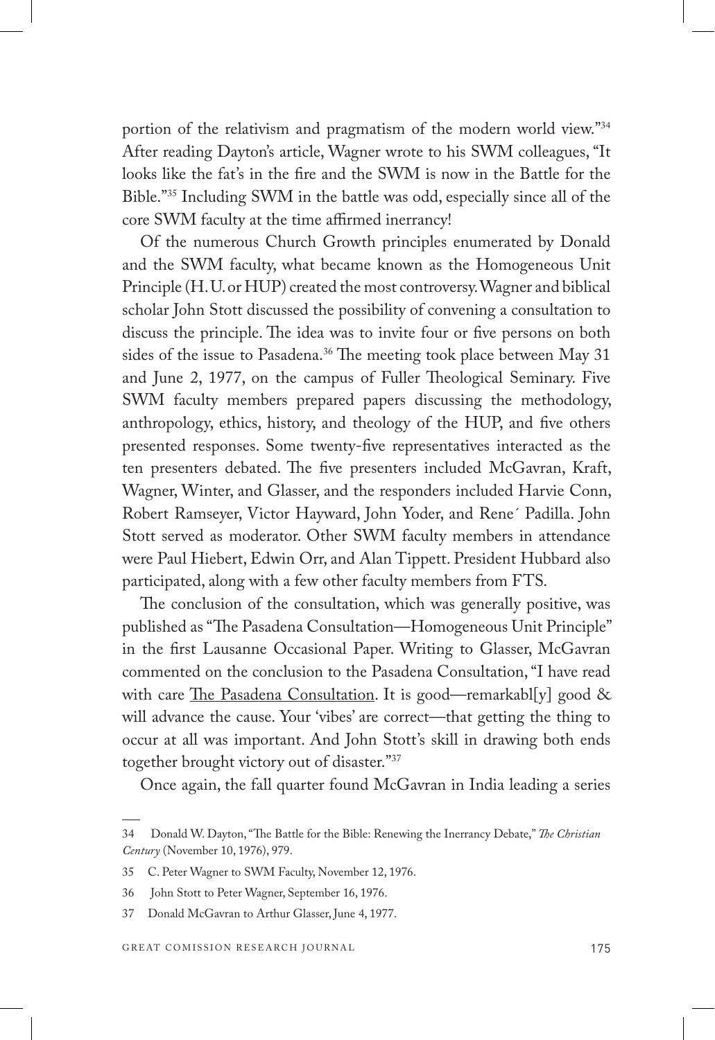portion of the relativism and pragmatism of the modern world view."[34] After reading Dayton's article, Wagner wrote to his SWM colleagues, "It looks like the fat's in the fire and the SWM is now in the Battle for the Bible."[35] Including SWM in the battle was odd, especially since all of the core SWM faculty at the time affirmed inerrancy!

Of the numerous Church Growth principles enumerated by Donald and the SWM faculty, what became known as the Homogeneous Unit Principle (H.U. or HUP) created the most controversy. Wagner and biblical scholar John Stott discussed the possibility of convening a consultation to discuss the principle. The idea was to invite four or five persons on both sides of the issue to Pasadena.[36] The meeting took place between May 31 and June 2, 1977, on the campus of Fuller Theological Seminary. Five SWM faculty members prepared papers discussing the methodology, anthropology, ethics, history, and theology of the HUP, and five others presented responses. Some twenty-five representatives interacted as the ten presenters debated. The five presenters included McGavran, Kraft, Wagner, Winter, and Glasser, and the responders included Harvie Conn, Robert Ramseyer, Victor Hayward, John Yoder, and Rene´ Padilla. John Stott served as moderator. Other SWM faculty members in attendance were Paul Hiebert, Edwin Orr, and Alan Tippett. President Hubbard also participated, along with a few other faculty members from FTS.

The conclusion of the consultation, which was generally positive, was published as "The Pasadena Consultation—Homogeneous Unit Principle" in the first Lausanne Occasional Paper. Writing to Glasser, McGavran commented on the conclusion to the Pasadena Consultation, "I have read with care The Pasadena Consultation. It is good—remarkabl[y] good & will advance the cause. Your 'vibes' are correct—that getting the thing to occur at all was important. And John Stott's skill in drawing both ends together brought victory out of disaster."[37]

Once again, the fall quarter found McGavran in India leading a series

---

34 Donald W. Dayton, "The Battle for the Bible: Renewing the Inerrancy Debate," *The Christian Century* (November 10, 1976), 979.

35 C. Peter Wagner to SWM Faculty, November 12, 1976.

36 John Stott to Peter Wagner, September 16, 1976.

37 Donald McGavran to Arthur Glasser, June 4, 1977.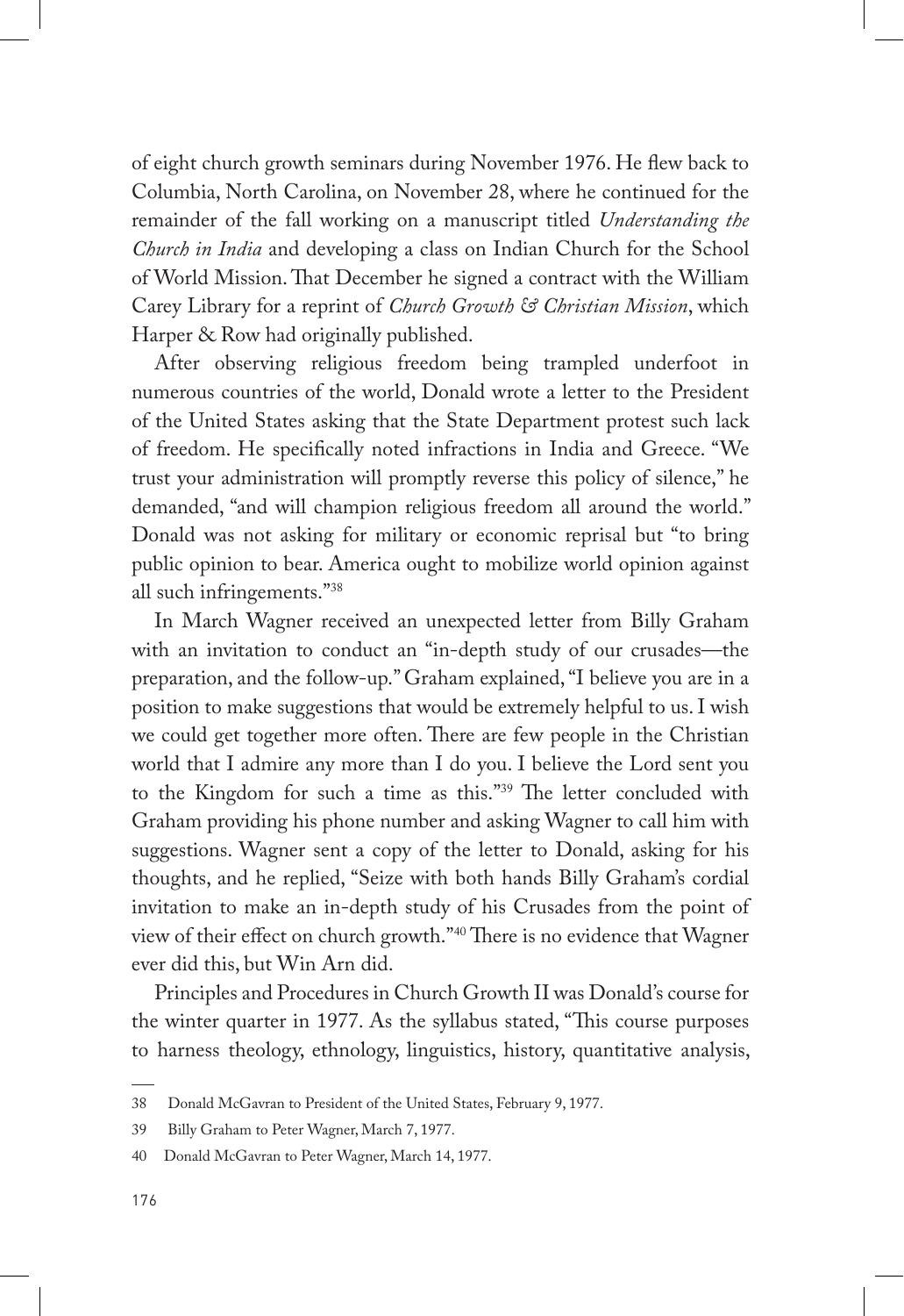of eight church growth seminars during November 1976. He flew back to Columbia, North Carolina, on November 28, where he continued for the remainder of the fall working on a manuscript titled *Understanding the Church in India* and developing a class on Indian Church for the School of World Mission. That December he signed a contract with the William Carey Library for a reprint of *Church Growth & Christian Mission*, which Harper & Row had originally published.

After observing religious freedom being trampled underfoot in numerous countries of the world, Donald wrote a letter to the President of the United States asking that the State Department protest such lack of freedom. He specifically noted infractions in India and Greece. "We trust your administration will promptly reverse this policy of silence," he demanded, "and will champion religious freedom all around the world." Donald was not asking for military or economic reprisal but "to bring public opinion to bear. America ought to mobilize world opinion against all such infringements."[38]

In March Wagner received an unexpected letter from Billy Graham with an invitation to conduct an "in-depth study of our crusades—the preparation, and the follow-up." Graham explained, "I believe you are in a position to make suggestions that would be extremely helpful to us. I wish we could get together more often. There are few people in the Christian world that I admire any more than I do you. I believe the Lord sent you to the Kingdom for such a time as this."[39] The letter concluded with Graham providing his phone number and asking Wagner to call him with suggestions. Wagner sent a copy of the letter to Donald, asking for his thoughts, and he replied, "Seize with both hands Billy Graham's cordial invitation to make an in-depth study of his Crusades from the point of view of their effect on church growth."[40] There is no evidence that Wagner ever did this, but Win Arn did.

Principles and Procedures in Church Growth II was Donald's course for the winter quarter in 1977. As the syllabus stated, "This course purposes to harness theology, ethnology, linguistics, history, quantitative analysis,

---

38 Donald McGavran to President of the United States, February 9, 1977.

39 Billy Graham to Peter Wagner, March 7, 1977.

40 Donald McGavran to Peter Wagner, March 14, 1977.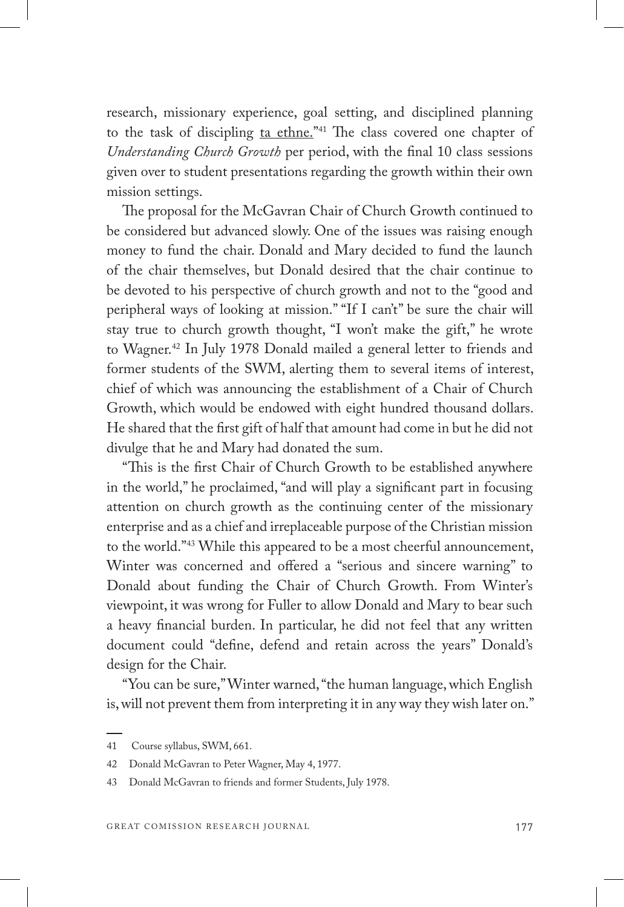research, missionary experience, goal setting, and disciplined planning to the task of discipling ta ethne."[41] The class covered one chapter of *Understanding Church Growth* per period, with the final 10 class sessions given over to student presentations regarding the growth within their own mission settings.

The proposal for the McGavran Chair of Church Growth continued to be considered but advanced slowly. One of the issues was raising enough money to fund the chair. Donald and Mary decided to fund the launch of the chair themselves, but Donald desired that the chair continue to be devoted to his perspective of church growth and not to the "good and peripheral ways of looking at mission." "If I can't" be sure the chair will stay true to church growth thought, "I won't make the gift," he wrote to Wagner.[42] In July 1978 Donald mailed a general letter to friends and former students of the SWM, alerting them to several items of interest, chief of which was announcing the establishment of a Chair of Church Growth, which would be endowed with eight hundred thousand dollars. He shared that the first gift of half that amount had come in but he did not divulge that he and Mary had donated the sum.

"This is the first Chair of Church Growth to be established anywhere in the world," he proclaimed, "and will play a significant part in focusing attention on church growth as the continuing center of the missionary enterprise and as a chief and irreplaceable purpose of the Christian mission to the world."[43] While this appeared to be a most cheerful announcement, Winter was concerned and offered a "serious and sincere warning" to Donald about funding the Chair of Church Growth. From Winter's viewpoint, it was wrong for Fuller to allow Donald and Mary to bear such a heavy financial burden. In particular, he did not feel that any written document could "define, defend and retain across the years" Donald's design for the Chair.

"You can be sure," Winter warned, "the human language, which English is, will not prevent them from interpreting it in any way they wish later on."

---

41 Course syllabus, SWM, 661.

42 Donald McGavran to Peter Wagner, May 4, 1977.

43 Donald McGavran to friends and former Students, July 1978.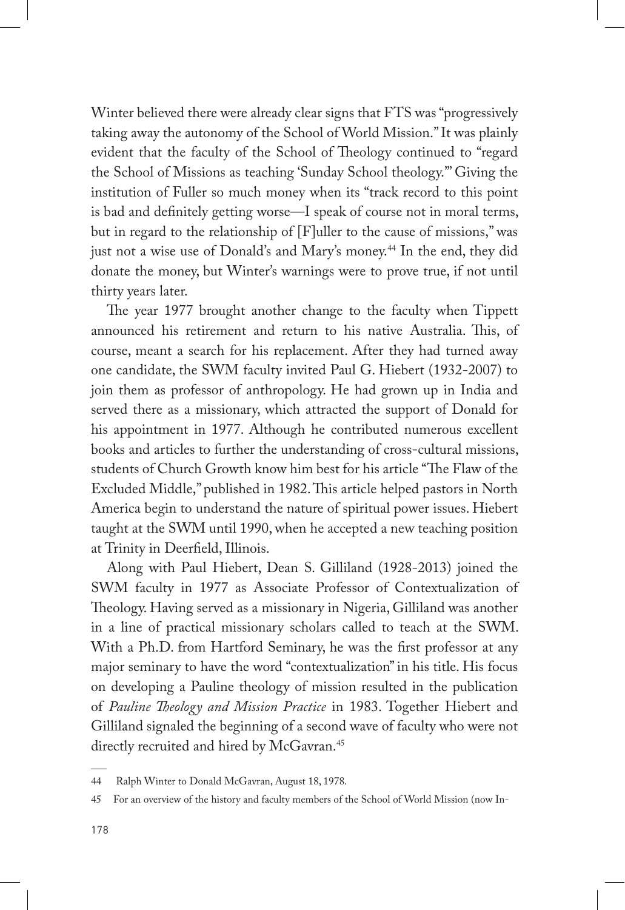Winter believed there were already clear signs that FTS was "progressively taking away the autonomy of the School of World Mission." It was plainly evident that the faculty of the School of Theology continued to "regard the School of Missions as teaching 'Sunday School theology.'" Giving the institution of Fuller so much money when its "track record to this point is bad and definitely getting worse—I speak of course not in moral terms, but in regard to the relationship of [F]uller to the cause of missions," was just not a wise use of Donald's and Mary's money.[44] In the end, they did donate the money, but Winter's warnings were to prove true, if not until thirty years later.

The year 1977 brought another change to the faculty when Tippett announced his retirement and return to his native Australia. This, of course, meant a search for his replacement. After they had turned away one candidate, the SWM faculty invited Paul G. Hiebert (1932-2007) to join them as professor of anthropology. He had grown up in India and served there as a missionary, which attracted the support of Donald for his appointment in 1977. Although he contributed numerous excellent books and articles to further the understanding of cross-cultural missions, students of Church Growth know him best for his article "The Flaw of the Excluded Middle," published in 1982. This article helped pastors in North America begin to understand the nature of spiritual power issues. Hiebert taught at the SWM until 1990, when he accepted a new teaching position at Trinity in Deerfield, Illinois.

Along with Paul Hiebert, Dean S. Gilliland (1928-2013) joined the SWM faculty in 1977 as Associate Professor of Contextualization of Theology. Having served as a missionary in Nigeria, Gilliland was another in a line of practical missionary scholars called to teach at the SWM. With a Ph.D. from Hartford Seminary, he was the first professor at any major seminary to have the word "contextualization" in his title. His focus on developing a Pauline theology of mission resulted in the publication of *Pauline Theology and Mission Practice* in 1983. Together Hiebert and Gilliland signaled the beginning of a second wave of faculty who were not directly recruited and hired by McGavran.[45]

---

44 Ralph Winter to Donald McGavran, August 18, 1978.

45 For an overview of the history and faculty members of the School of World Mission (now In-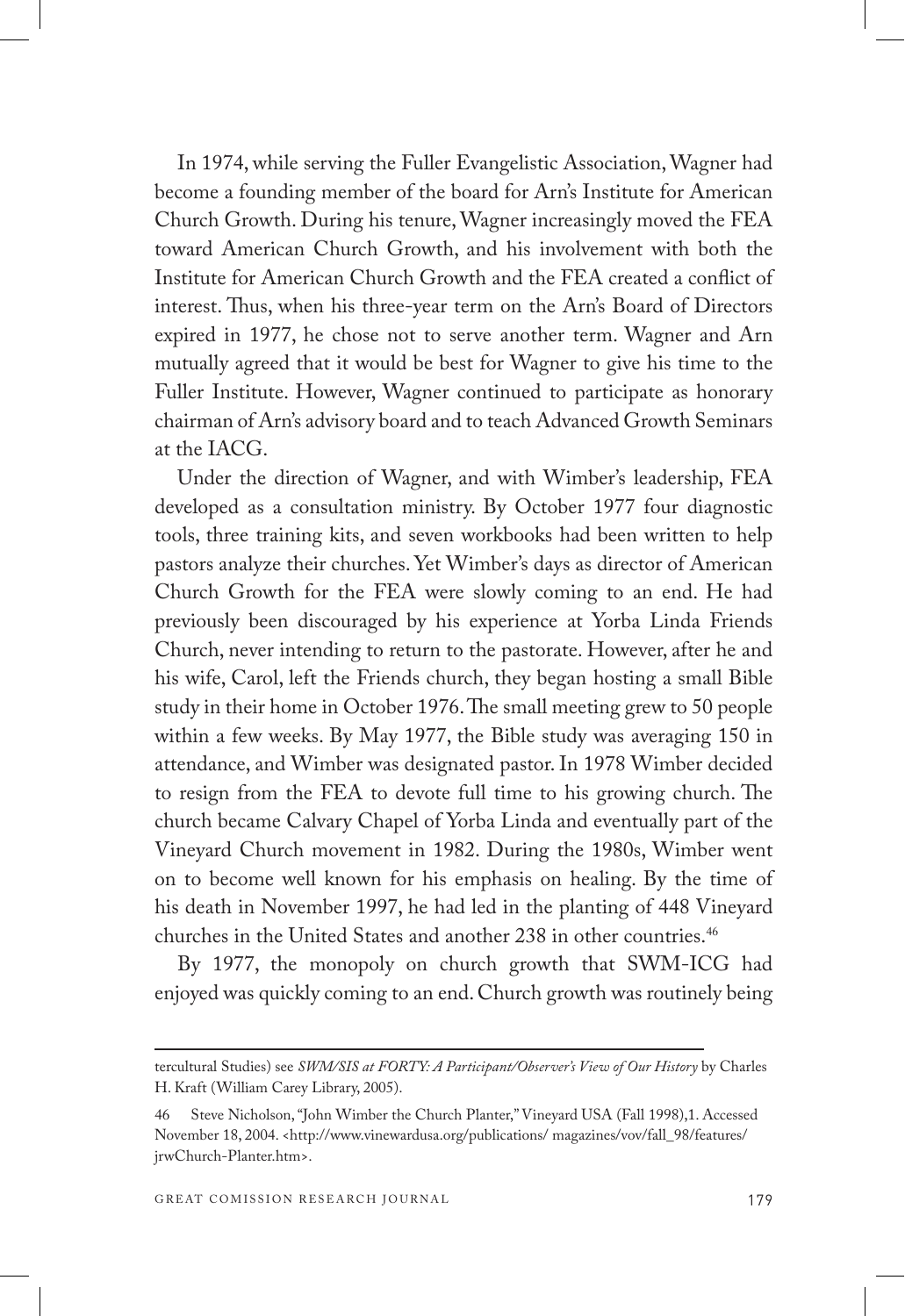In 1974, while serving the Fuller Evangelistic Association, Wagner had become a founding member of the board for Arn's Institute for American Church Growth. During his tenure, Wagner increasingly moved the FEA toward American Church Growth, and his involvement with both the Institute for American Church Growth and the FEA created a conflict of interest. Thus, when his three-year term on the Arn's Board of Directors expired in 1977, he chose not to serve another term. Wagner and Arn mutually agreed that it would be best for Wagner to give his time to the Fuller Institute. However, Wagner continued to participate as honorary chairman of Arn's advisory board and to teach Advanced Growth Seminars at the IACG.

Under the direction of Wagner, and with Wimber's leadership, FEA developed as a consultation ministry. By October 1977 four diagnostic tools, three training kits, and seven workbooks had been written to help pastors analyze their churches. Yet Wimber's days as director of American Church Growth for the FEA were slowly coming to an end. He had previously been discouraged by his experience at Yorba Linda Friends Church, never intending to return to the pastorate. However, after he and his wife, Carol, left the Friends church, they began hosting a small Bible study in their home in October 1976. The small meeting grew to 50 people within a few weeks. By May 1977, the Bible study was averaging 150 in attendance, and Wimber was designated pastor. In 1978 Wimber decided to resign from the FEA to devote full time to his growing church. The church became Calvary Chapel of Yorba Linda and eventually part of the Vineyard Church movement in 1982. During the 1980s, Wimber went on to become well known for his emphasis on healing. By the time of his death in November 1997, he had led in the planting of 448 Vineyard churches in the United States and another 238 in other countries.[46]

By 1977, the monopoly on church growth that SWM-ICG had enjoyed was quickly coming to an end. Church growth was routinely being

---

tercultural Studies) see *SWM/SIS at FORTY: A Participant/Observer's View of Our History* by Charles H. Kraft (William Carey Library, 2005).

46 Steve Nicholson, "John Wimber the Church Planter," Vineyard USA (Fall 1998),1. Accessed November 18, 2004. <http://www.vinewardusa.org/publications/ magazines/vov/fall_98/features/ jrwChurch-Planter.htm>.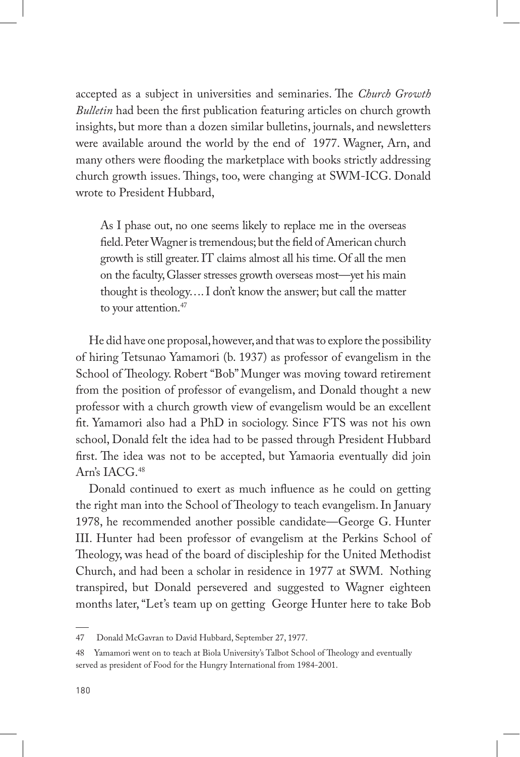accepted as a subject in universities and seminaries. The *Church Growth Bulletin* had been the first publication featuring articles on church growth insights, but more than a dozen similar bulletins, journals, and newsletters were available around the world by the end of 1977. Wagner, Arn, and many others were flooding the marketplace with books strictly addressing church growth issues. Things, too, were changing at SWM-ICG. Donald wrote to President Hubbard,

> As I phase out, no one seems likely to replace me in the overseas field. Peter Wagner is tremendous; but the field of American church growth is still greater. IT claims almost all his time. Of all the men on the faculty, Glasser stresses growth overseas most—yet his main thought is theology.... I don't know the answer; but call the matter to your attention.[47]

He did have one proposal, however, and that was to explore the possibility of hiring Tetsunao Yamamori (b. 1937) as professor of evangelism in the School of Theology. Robert "Bob" Munger was moving toward retirement from the position of professor of evangelism, and Donald thought a new professor with a church growth view of evangelism would be an excellent fit. Yamamori also had a PhD in sociology. Since FTS was not his own school, Donald felt the idea had to be passed through President Hubbard first. The idea was not to be accepted, but Yamaoria eventually did join Arn's IACG.[48]

Donald continued to exert as much influence as he could on getting the right man into the School of Theology to teach evangelism. In January 1978, he recommended another possible candidate—George G. Hunter III. Hunter had been professor of evangelism at the Perkins School of Theology, was head of the board of discipleship for the United Methodist Church, and had been a scholar in residence in 1977 at SWM. Nothing transpired, but Donald persevered and suggested to Wagner eighteen months later, "Let's team up on getting George Hunter here to take Bob

---

47 Donald McGavran to David Hubbard, September 27, 1977.

48 Yamamori went on to teach at Biola University's Talbot School of Theology and eventually served as president of Food for the Hungry International from 1984-2001.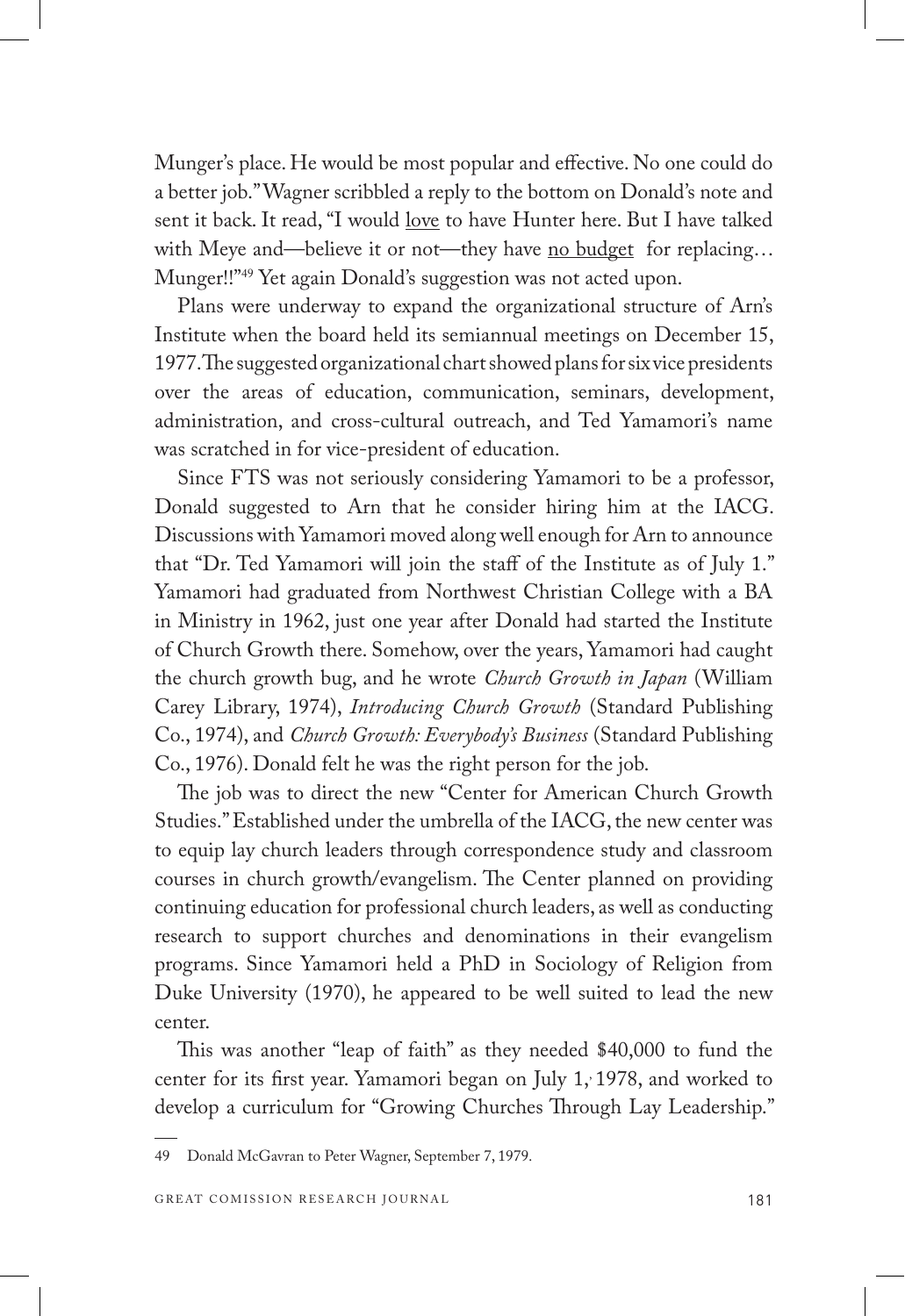Munger's place. He would be most popular and effective. No one could do a better job." Wagner scribbled a reply to the bottom on Donald's note and sent it back. It read, "I would <u>love</u> to have Hunter here. But I have talked with Meye and—believe it or not—they have <u>no budget</u> for replacing… Munger!!"[49] Yet again Donald's suggestion was not acted upon.

Plans were underway to expand the organizational structure of Arn's Institute when the board held its semiannual meetings on December 15, 1977. The suggested organizational chart showed plans for six vice presidents over the areas of education, communication, seminars, development, administration, and cross-cultural outreach, and Ted Yamamori's name was scratched in for vice-president of education.

Since FTS was not seriously considering Yamamori to be a professor, Donald suggested to Arn that he consider hiring him at the IACG. Discussions with Yamamori moved along well enough for Arn to announce that "Dr. Ted Yamamori will join the staff of the Institute as of July 1." Yamamori had graduated from Northwest Christian College with a BA in Ministry in 1962, just one year after Donald had started the Institute of Church Growth there. Somehow, over the years, Yamamori had caught the church growth bug, and he wrote *Church Growth in Japan* (William Carey Library, 1974), *Introducing Church Growth* (Standard Publishing Co., 1974), and *Church Growth: Everybody's Business* (Standard Publishing Co., 1976). Donald felt he was the right person for the job.

The job was to direct the new "Center for American Church Growth Studies." Established under the umbrella of the IACG, the new center was to equip lay church leaders through correspondence study and classroom courses in church growth/evangelism. The Center planned on providing continuing education for professional church leaders, as well as conducting research to support churches and denominations in their evangelism programs. Since Yamamori held a PhD in Sociology of Religion from Duke University (1970), he appeared to be well suited to lead the new center.

This was another "leap of faith" as they needed $40,000 to fund the center for its first year. Yamamori began on July 1, 1978, and worked to develop a curriculum for "Growing Churches Through Lay Leadership."

---

49 Donald McGavran to Peter Wagner, September 7, 1979.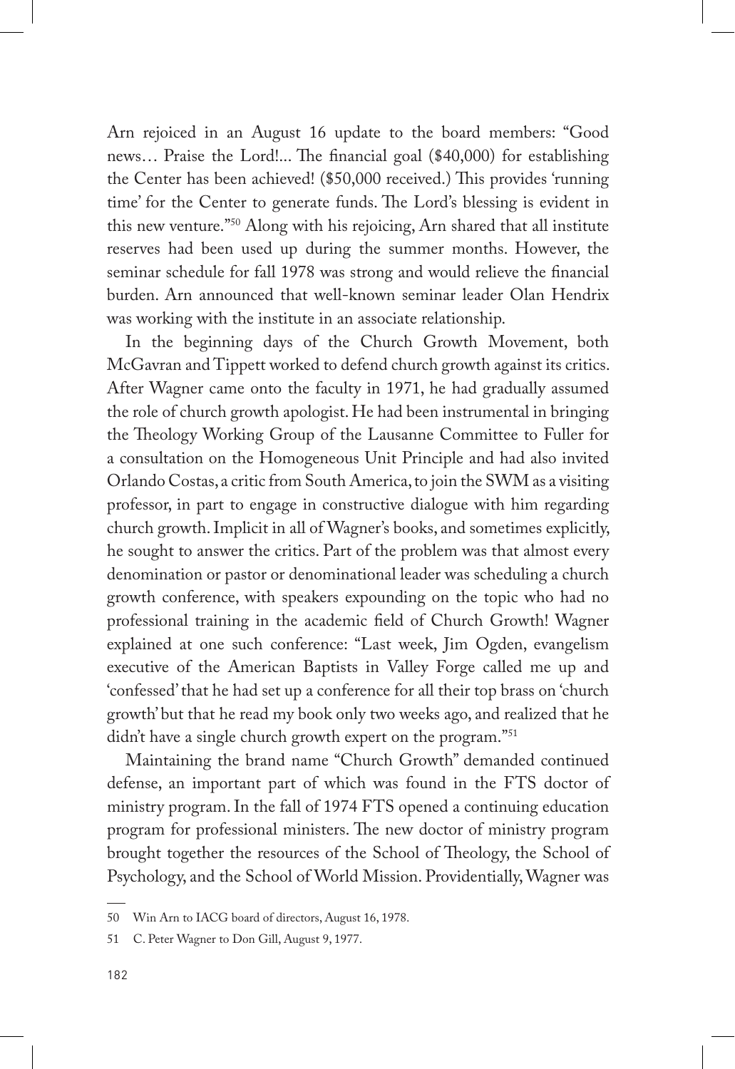Arn rejoiced in an August 16 update to the board members: "Good news… Praise the Lord!... The financial goal ($40,000) for establishing the Center has been achieved! ($50,000 received.) This provides 'running time' for the Center to generate funds. The Lord's blessing is evident in this new venture."[50] Along with his rejoicing, Arn shared that all institute reserves had been used up during the summer months. However, the seminar schedule for fall 1978 was strong and would relieve the financial burden. Arn announced that well-known seminar leader Olan Hendrix was working with the institute in an associate relationship.

In the beginning days of the Church Growth Movement, both McGavran and Tippett worked to defend church growth against its critics. After Wagner came onto the faculty in 1971, he had gradually assumed the role of church growth apologist. He had been instrumental in bringing the Theology Working Group of the Lausanne Committee to Fuller for a consultation on the Homogeneous Unit Principle and had also invited Orlando Costas, a critic from South America, to join the SWM as a visiting professor, in part to engage in constructive dialogue with him regarding church growth. Implicit in all of Wagner's books, and sometimes explicitly, he sought to answer the critics. Part of the problem was that almost every denomination or pastor or denominational leader was scheduling a church growth conference, with speakers expounding on the topic who had no professional training in the academic field of Church Growth! Wagner explained at one such conference: "Last week, Jim Ogden, evangelism executive of the American Baptists in Valley Forge called me up and 'confessed' that he had set up a conference for all their top brass on 'church growth' but that he read my book only two weeks ago, and realized that he didn't have a single church growth expert on the program."[51]

Maintaining the brand name "Church Growth" demanded continued defense, an important part of which was found in the FTS doctor of ministry program. In the fall of 1974 FTS opened a continuing education program for professional ministers. The new doctor of ministry program brought together the resources of the School of Theology, the School of Psychology, and the School of World Mission. Providentially, Wagner was

---

50 Win Arn to IACG board of directors, August 16, 1978.

51 C. Peter Wagner to Don Gill, August 9, 1977.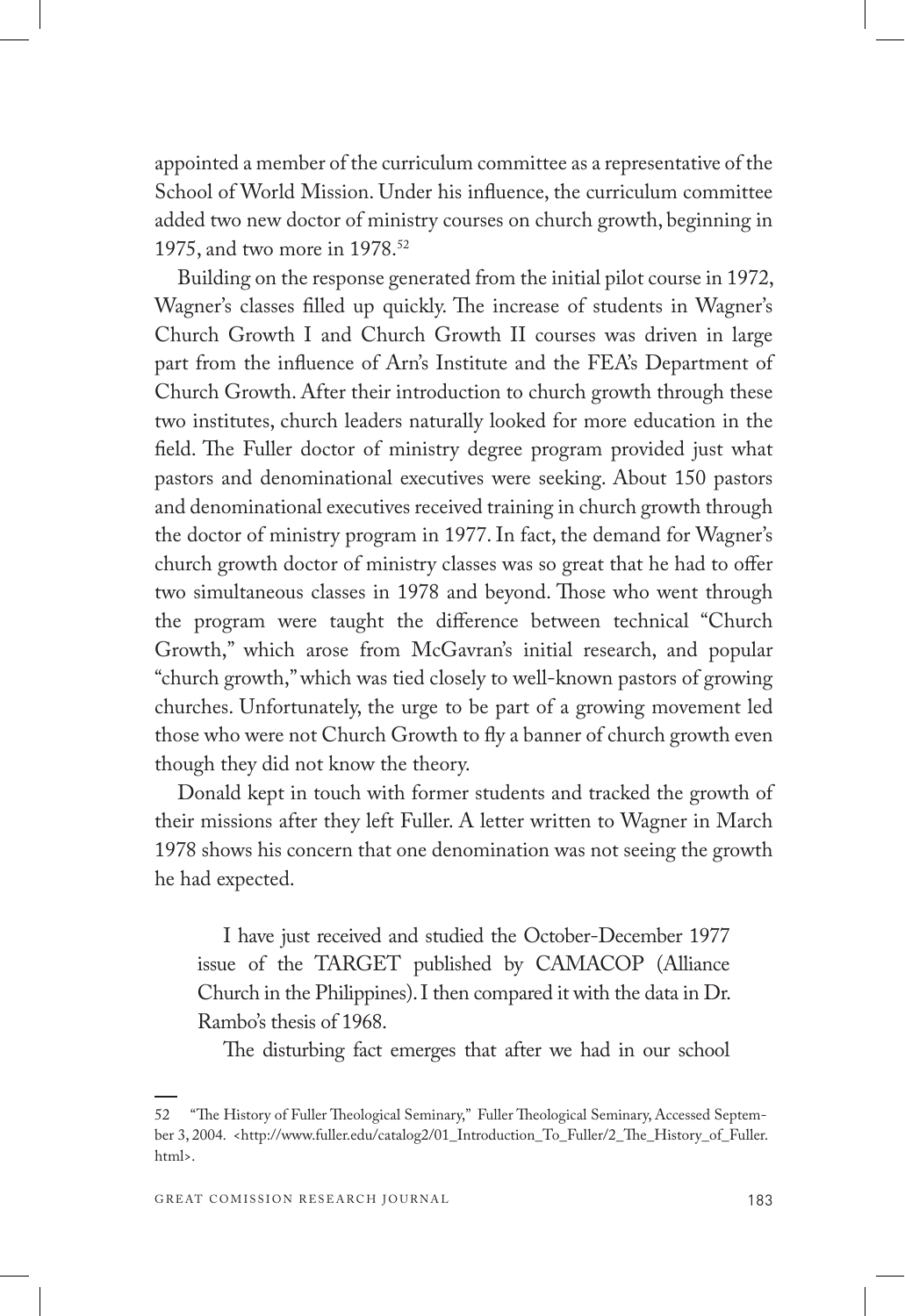appointed a member of the curriculum committee as a representative of the School of World Mission. Under his influence, the curriculum committee added two new doctor of ministry courses on church growth, beginning in 1975, and two more in 1978.[52]

Building on the response generated from the initial pilot course in 1972, Wagner's classes filled up quickly. The increase of students in Wagner's Church Growth I and Church Growth II courses was driven in large part from the influence of Arn's Institute and the FEA's Department of Church Growth. After their introduction to church growth through these two institutes, church leaders naturally looked for more education in the field. The Fuller doctor of ministry degree program provided just what pastors and denominational executives were seeking. About 150 pastors and denominational executives received training in church growth through the doctor of ministry program in 1977. In fact, the demand for Wagner's church growth doctor of ministry classes was so great that he had to offer two simultaneous classes in 1978 and beyond. Those who went through the program were taught the difference between technical "Church Growth," which arose from McGavran's initial research, and popular "church growth," which was tied closely to well-known pastors of growing churches. Unfortunately, the urge to be part of a growing movement led those who were not Church Growth to fly a banner of church growth even though they did not know the theory.

Donald kept in touch with former students and tracked the growth of their missions after they left Fuller. A letter written to Wagner in March 1978 shows his concern that one denomination was not seeing the growth he had expected.

> I have just received and studied the October-December 1977 issue of the TARGET published by CAMACOP (Alliance Church in the Philippines). I then compared it with the data in Dr. Rambo's thesis of 1968.
>
> The disturbing fact emerges that after we had in our school

---

52 "The History of Fuller Theological Seminary," Fuller Theological Seminary, Accessed September 3, 2004. <http://www.fuller.edu/catalog2/01_Introduction_To_Fuller/2_The_History_of_Fuller.html>.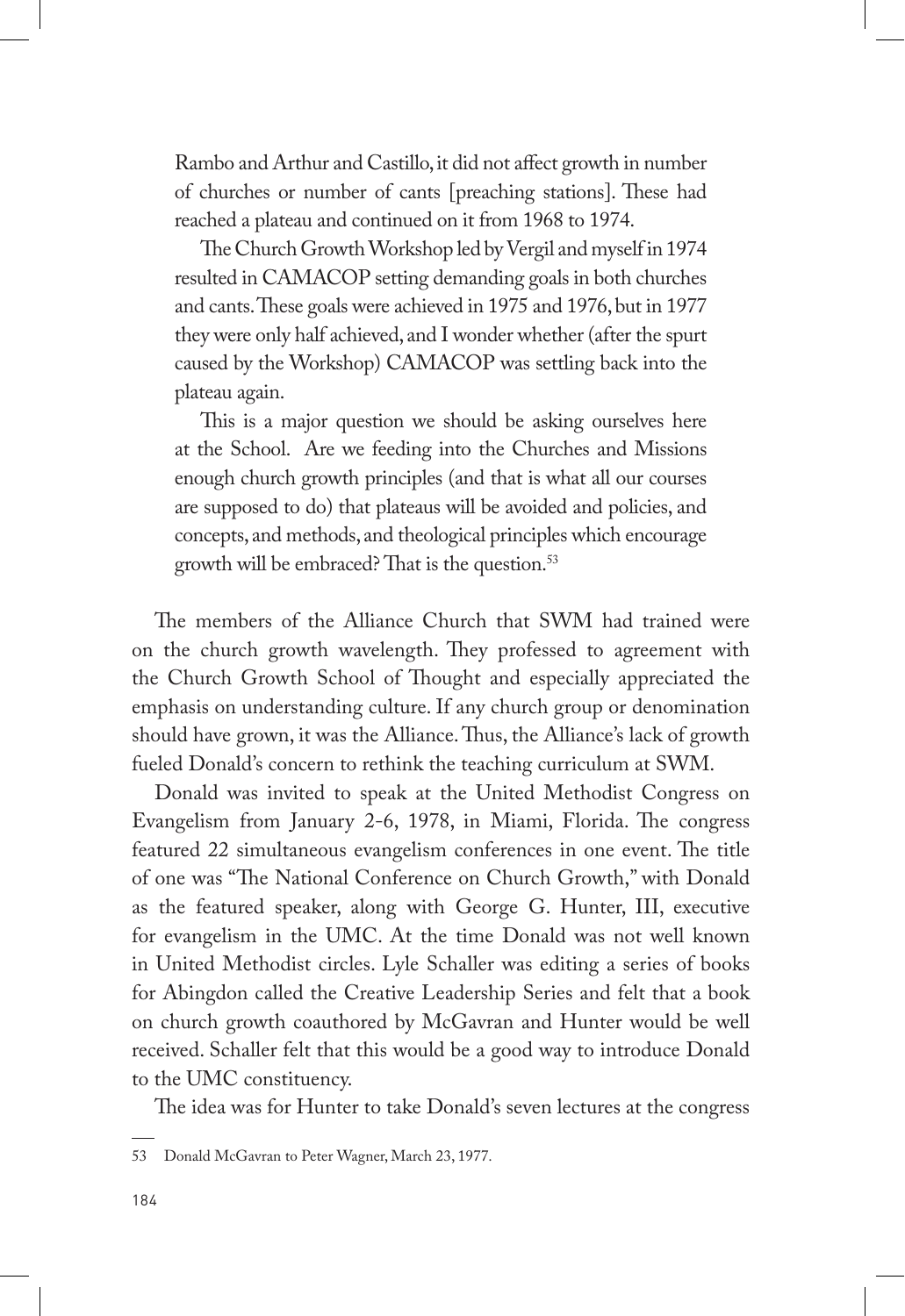> Rambo and Arthur and Castillo, it did not affect growth in number of churches or number of cants [preaching stations]. These had reached a plateau and continued on it from 1968 to 1974.
>
> The Church Growth Workshop led by Vergil and myself in 1974 resulted in CAMACOP setting demanding goals in both churches and cants. These goals were achieved in 1975 and 1976, but in 1977 they were only half achieved, and I wonder whether (after the spurt caused by the Workshop) CAMACOP was settling back into the plateau again.
>
> This is a major question we should be asking ourselves here at the School. Are we feeding into the Churches and Missions enough church growth principles (and that is what all our courses are supposed to do) that plateaus will be avoided and policies, and concepts, and methods, and theological principles which encourage growth will be embraced? That is the question.[53]

The members of the Alliance Church that SWM had trained were on the church growth wavelength. They professed to agreement with the Church Growth School of Thought and especially appreciated the emphasis on understanding culture. If any church group or denomination should have grown, it was the Alliance. Thus, the Alliance's lack of growth fueled Donald's concern to rethink the teaching curriculum at SWM.

Donald was invited to speak at the United Methodist Congress on Evangelism from January 2-6, 1978, in Miami, Florida. The congress featured 22 simultaneous evangelism conferences in one event. The title of one was "The National Conference on Church Growth," with Donald as the featured speaker, along with George G. Hunter, III, executive for evangelism in the UMC. At the time Donald was not well known in United Methodist circles. Lyle Schaller was editing a series of books for Abingdon called the Creative Leadership Series and felt that a book on church growth coauthored by McGavran and Hunter would be well received. Schaller felt that this would be a good way to introduce Donald to the UMC constituency.

The idea was for Hunter to take Donald's seven lectures at the congress

53 Donald McGavran to Peter Wagner, March 23, 1977.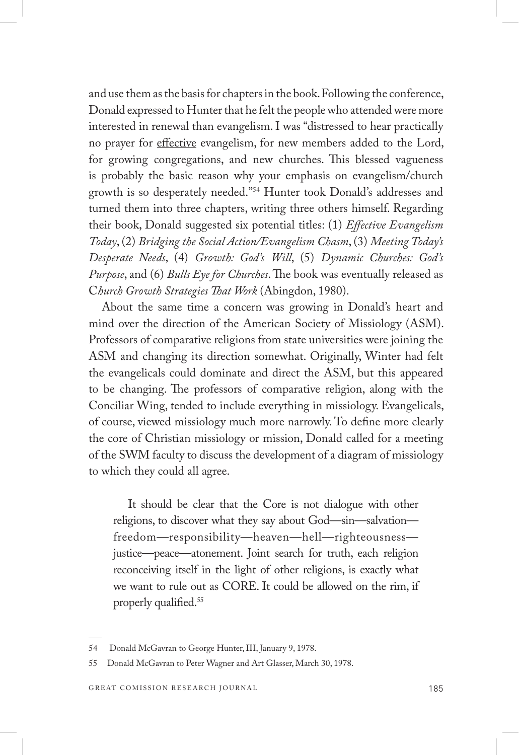and use them as the basis for chapters in the book. Following the conference, Donald expressed to Hunter that he felt the people who attended were more interested in renewal than evangelism. I was "distressed to hear practically no prayer for <u>effective</u> evangelism, for new members added to the Lord, for growing congregations, and new churches. This blessed vagueness is probably the basic reason why your emphasis on evangelism/church growth is so desperately needed."[54] Hunter took Donald's addresses and turned them into three chapters, writing three others himself. Regarding their book, Donald suggested six potential titles: (1) *Effective Evangelism Today*, (2) *Bridging the Social Action/Evangelism Chasm*, (3) *Meeting Today's Desperate Needs*, (4) *Growth: God's Will*, (5) *Dynamic Churches: God's Purpose*, and (6) *Bulls Eye for Churches*. The book was eventually released as C*hurch Growth Strategies That Work* (Abingdon, 1980).

About the same time a concern was growing in Donald's heart and mind over the direction of the American Society of Missiology (ASM). Professors of comparative religions from state universities were joining the ASM and changing its direction somewhat. Originally, Winter had felt the evangelicals could dominate and direct the ASM, but this appeared to be changing. The professors of comparative religion, along with the Conciliar Wing, tended to include everything in missiology. Evangelicals, of course, viewed missiology much more narrowly. To define more clearly the core of Christian missiology or mission, Donald called for a meeting of the SWM faculty to discuss the development of a diagram of missiology to which they could all agree.

> It should be clear that the Core is not dialogue with other religions, to discover what they say about God—sin—salvation—freedom—responsibility—heaven—hell—righteousness—justice—peace—atonement. Joint search for truth, each religion reconceiving itself in the light of other religions, is exactly what we want to rule out as CORE. It could be allowed on the rim, if properly qualified.[55]

---

54 Donald McGavran to George Hunter, III, January 9, 1978.

55 Donald McGavran to Peter Wagner and Art Glasser, March 30, 1978.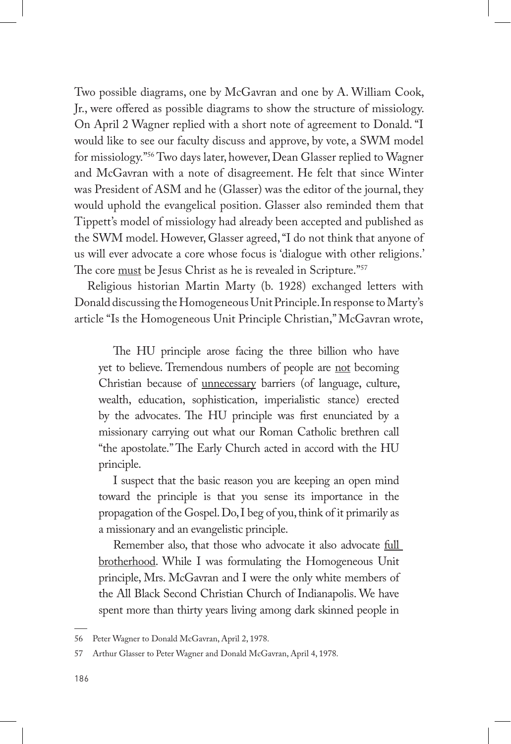Two possible diagrams, one by McGavran and one by A. William Cook, Jr., were offered as possible diagrams to show the structure of missiology. On April 2 Wagner replied with a short note of agreement to Donald. "I would like to see our faculty discuss and approve, by vote, a SWM model for missiology."[56] Two days later, however, Dean Glasser replied to Wagner and McGavran with a note of disagreement. He felt that since Winter was President of ASM and he (Glasser) was the editor of the journal, they would uphold the evangelical position. Glasser also reminded them that Tippett's model of missiology had already been accepted and published as the SWM model. However, Glasser agreed, "I do not think that anyone of us will ever advocate a core whose focus is 'dialogue with other religions.' The core <u>must</u> be Jesus Christ as he is revealed in Scripture."[57]

Religious historian Martin Marty (b. 1928) exchanged letters with Donald discussing the Homogeneous Unit Principle. In response to Marty's article "Is the Homogeneous Unit Principle Christian," McGavran wrote,

> The HU principle arose facing the three billion who have yet to believe. Tremendous numbers of people are <u>not</u> becoming Christian because of <u>unnecessary</u> barriers (of language, culture, wealth, education, sophistication, imperialistic stance) erected by the advocates. The HU principle was first enunciated by a missionary carrying out what our Roman Catholic brethren call "the apostolate." The Early Church acted in accord with the HU principle.
>
> I suspect that the basic reason you are keeping an open mind toward the principle is that you sense its importance in the propagation of the Gospel. Do, I beg of you, think of it primarily as a missionary and an evangelistic principle.
>
> Remember also, that those who advocate it also advocate <u>full brotherhood</u>. While I was formulating the Homogeneous Unit principle, Mrs. McGavran and I were the only white members of the All Black Second Christian Church of Indianapolis. We have spent more than thirty years living among dark skinned people in

---

56 Peter Wagner to Donald McGavran, April 2, 1978.

57 Arthur Glasser to Peter Wagner and Donald McGavran, April 4, 1978.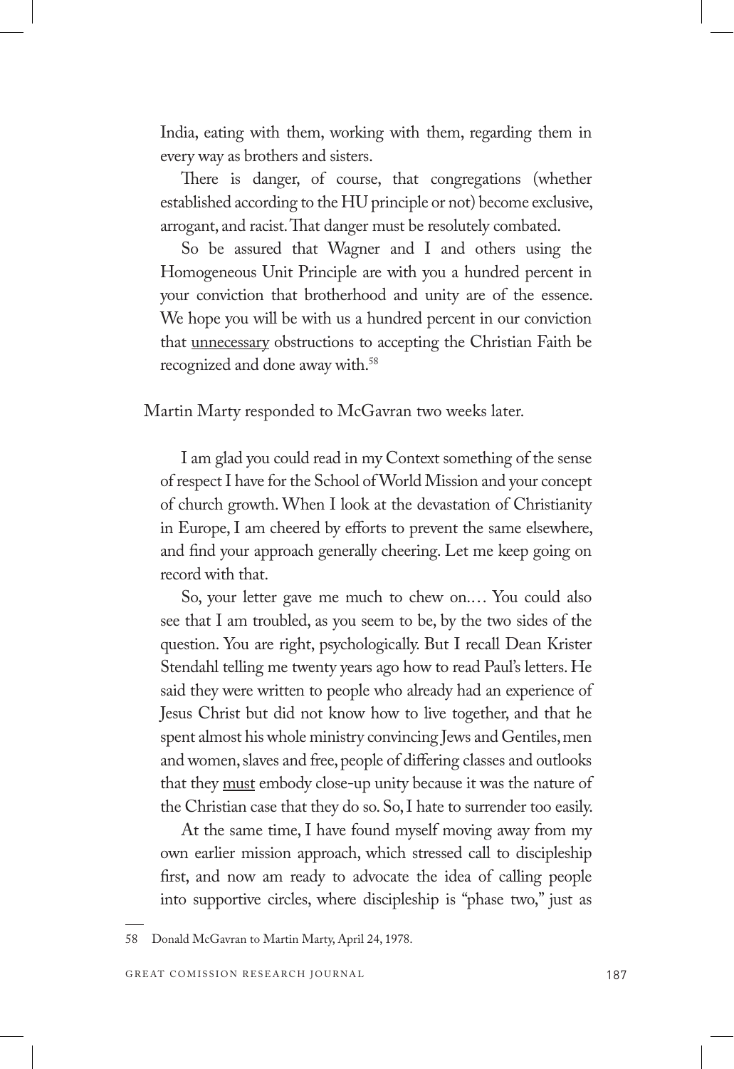India, eating with them, working with them, regarding them in every way as brothers and sisters.

There is danger, of course, that congregations (whether established according to the HU principle or not) become exclusive, arrogant, and racist. That danger must be resolutely combated.

So be assured that Wagner and I and others using the Homogeneous Unit Principle are with you a hundred percent in your conviction that brotherhood and unity are of the essence. We hope you will be with us a hundred percent in our conviction that <u>unnecessary</u> obstructions to accepting the Christian Faith be recognized and done away with.[58]

Martin Marty responded to McGavran two weeks later.

> I am glad you could read in my Context something of the sense of respect I have for the School of World Mission and your concept of church growth. When I look at the devastation of Christianity in Europe, I am cheered by efforts to prevent the same elsewhere, and find your approach generally cheering. Let me keep going on record with that.
>
> So, your letter gave me much to chew on.… You could also see that I am troubled, as you seem to be, by the two sides of the question. You are right, psychologically. But I recall Dean Krister Stendahl telling me twenty years ago how to read Paul's letters. He said they were written to people who already had an experience of Jesus Christ but did not know how to live together, and that he spent almost his whole ministry convincing Jews and Gentiles, men and women, slaves and free, people of differing classes and outlooks that they <u>must</u> embody close-up unity because it was the nature of the Christian case that they do so. So, I hate to surrender too easily.
>
> At the same time, I have found myself moving away from my own earlier mission approach, which stressed call to discipleship first, and now am ready to advocate the idea of calling people into supportive circles, where discipleship is "phase two," just as

58 Donald McGavran to Martin Marty, April 24, 1978.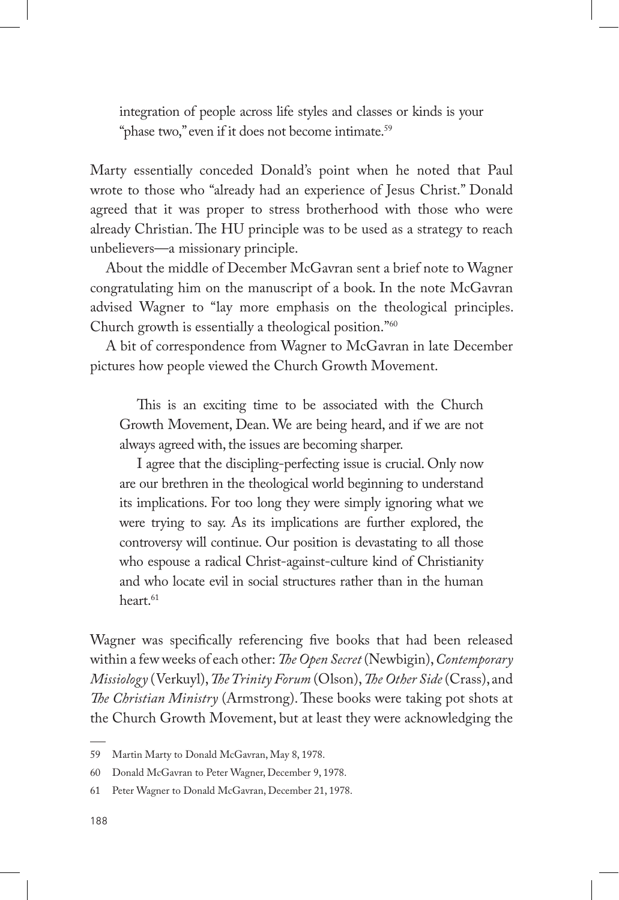> integration of people across life styles and classes or kinds is your "phase two," even if it does not become intimate.[59]

Marty essentially conceded Donald's point when he noted that Paul wrote to those who "already had an experience of Jesus Christ." Donald agreed that it was proper to stress brotherhood with those who were already Christian. The HU principle was to be used as a strategy to reach unbelievers—a missionary principle.

About the middle of December McGavran sent a brief note to Wagner congratulating him on the manuscript of a book. In the note McGavran advised Wagner to "lay more emphasis on the theological principles. Church growth is essentially a theological position."[60]

A bit of correspondence from Wagner to McGavran in late December pictures how people viewed the Church Growth Movement.

> This is an exciting time to be associated with the Church Growth Movement, Dean. We are being heard, and if we are not always agreed with, the issues are becoming sharper.
>
> I agree that the discipling-perfecting issue is crucial. Only now are our brethren in the theological world beginning to understand its implications. For too long they were simply ignoring what we were trying to say. As its implications are further explored, the controversy will continue. Our position is devastating to all those who espouse a radical Christ-against-culture kind of Christianity and who locate evil in social structures rather than in the human heart.[61]

Wagner was specifically referencing five books that had been released within a few weeks of each other: *The Open Secret* (Newbigin), *Contemporary Missiology* (Verkuyl), *The Trinity Forum* (Olson), *The Other Side* (Crass), and *The Christian Ministry* (Armstrong). These books were taking pot shots at the Church Growth Movement, but at least they were acknowledging the

---

59 Martin Marty to Donald McGavran, May 8, 1978.

60 Donald McGavran to Peter Wagner, December 9, 1978.

61 Peter Wagner to Donald McGavran, December 21, 1978.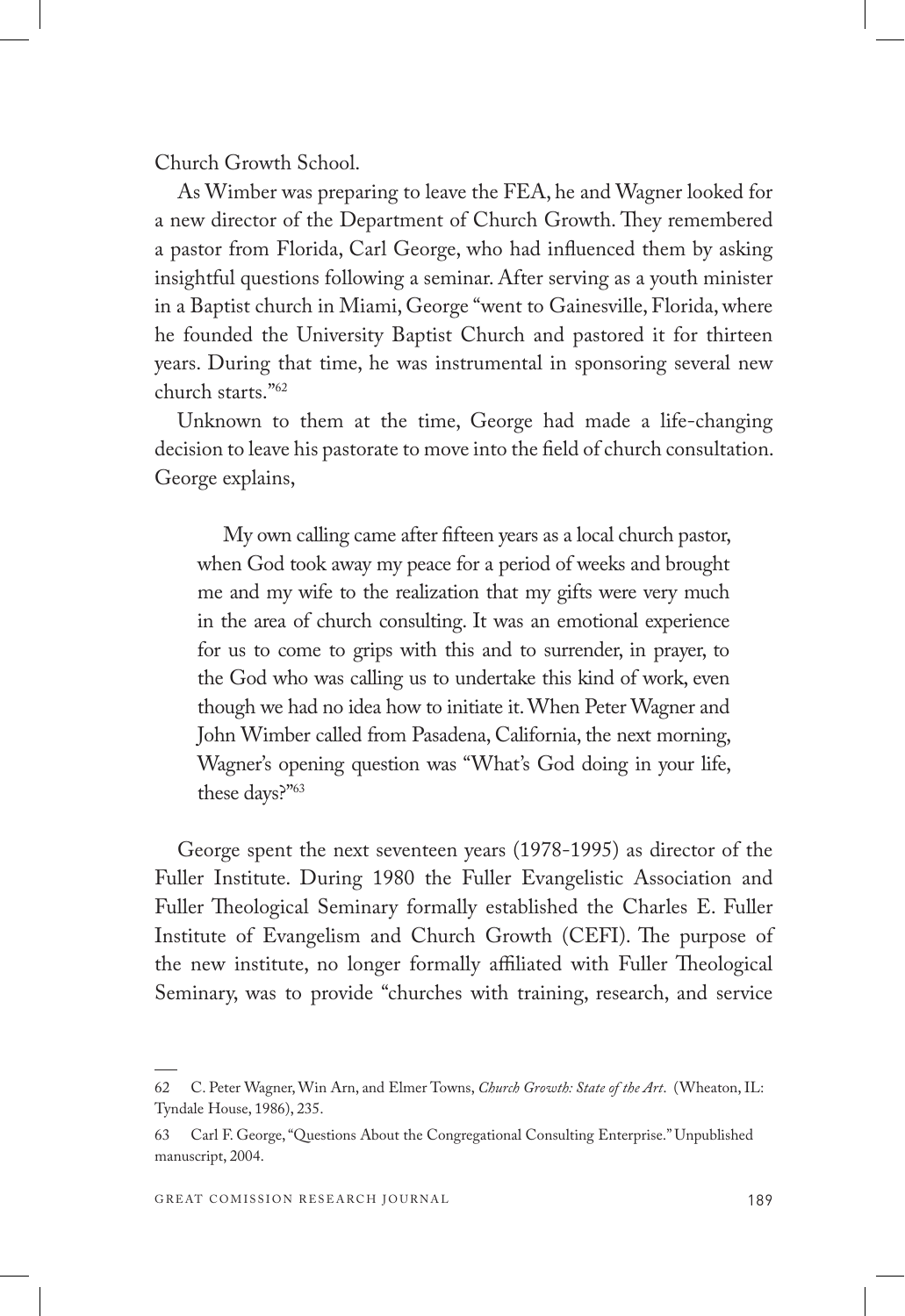Church Growth School.

As Wimber was preparing to leave the FEA, he and Wagner looked for a new director of the Department of Church Growth. They remembered a pastor from Florida, Carl George, who had influenced them by asking insightful questions following a seminar. After serving as a youth minister in a Baptist church in Miami, George "went to Gainesville, Florida, where he founded the University Baptist Church and pastored it for thirteen years. During that time, he was instrumental in sponsoring several new church starts."[62]

Unknown to them at the time, George had made a life-changing decision to leave his pastorate to move into the field of church consultation. George explains,

> My own calling came after fifteen years as a local church pastor, when God took away my peace for a period of weeks and brought me and my wife to the realization that my gifts were very much in the area of church consulting. It was an emotional experience for us to come to grips with this and to surrender, in prayer, to the God who was calling us to undertake this kind of work, even though we had no idea how to initiate it. When Peter Wagner and John Wimber called from Pasadena, California, the next morning, Wagner's opening question was "What's God doing in your life, these days?"[63]

George spent the next seventeen years (1978-1995) as director of the Fuller Institute. During 1980 the Fuller Evangelistic Association and Fuller Theological Seminary formally established the Charles E. Fuller Institute of Evangelism and Church Growth (CEFI). The purpose of the new institute, no longer formally affiliated with Fuller Theological Seminary, was to provide "churches with training, research, and service

---

62 C. Peter Wagner, Win Arn, and Elmer Towns, *Church Growth: State of the Art*. (Wheaton, IL: Tyndale House, 1986), 235.

63 Carl F. George, "Questions About the Congregational Consulting Enterprise." Unpublished manuscript, 2004.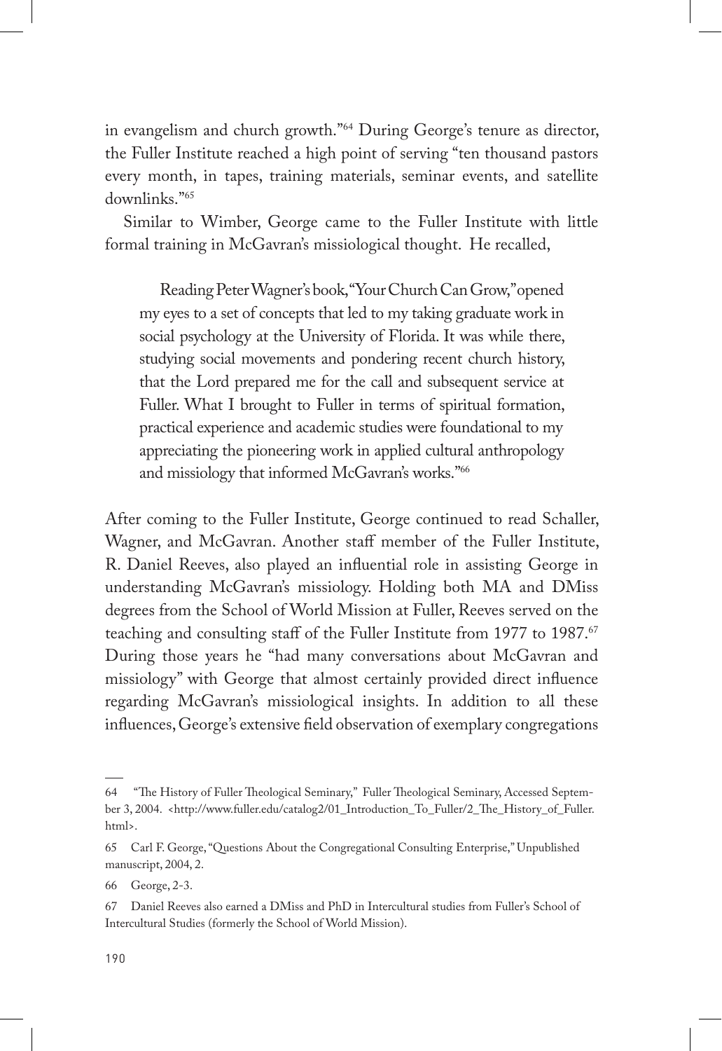in evangelism and church growth."[64] During George's tenure as director, the Fuller Institute reached a high point of serving "ten thousand pastors every month, in tapes, training materials, seminar events, and satellite downlinks."[65]

Similar to Wimber, George came to the Fuller Institute with little formal training in McGavran's missiological thought. He recalled,

> Reading Peter Wagner's book, "Your Church Can Grow," opened my eyes to a set of concepts that led to my taking graduate work in social psychology at the University of Florida. It was while there, studying social movements and pondering recent church history, that the Lord prepared me for the call and subsequent service at Fuller. What I brought to Fuller in terms of spiritual formation, practical experience and academic studies were foundational to my appreciating the pioneering work in applied cultural anthropology and missiology that informed McGavran's works."[66]

After coming to the Fuller Institute, George continued to read Schaller, Wagner, and McGavran. Another staff member of the Fuller Institute, R. Daniel Reeves, also played an influential role in assisting George in understanding McGavran's missiology. Holding both MA and DMiss degrees from the School of World Mission at Fuller, Reeves served on the teaching and consulting staff of the Fuller Institute from 1977 to 1987.[67] During those years he "had many conversations about McGavran and missiology" with George that almost certainly provided direct influence regarding McGavran's missiological insights. In addition to all these influences, George's extensive field observation of exemplary congregations

---

64 "The History of Fuller Theological Seminary," Fuller Theological Seminary, Accessed September 3, 2004. <http://www.fuller.edu/catalog2/01_Introduction_To_Fuller/2_The_History_of_Fuller.html>.

65 Carl F. George, "Questions About the Congregational Consulting Enterprise," Unpublished manuscript, 2004, 2.

66 George, 2-3.

67 Daniel Reeves also earned a DMiss and PhD in Intercultural studies from Fuller's School of Intercultural Studies (formerly the School of World Mission).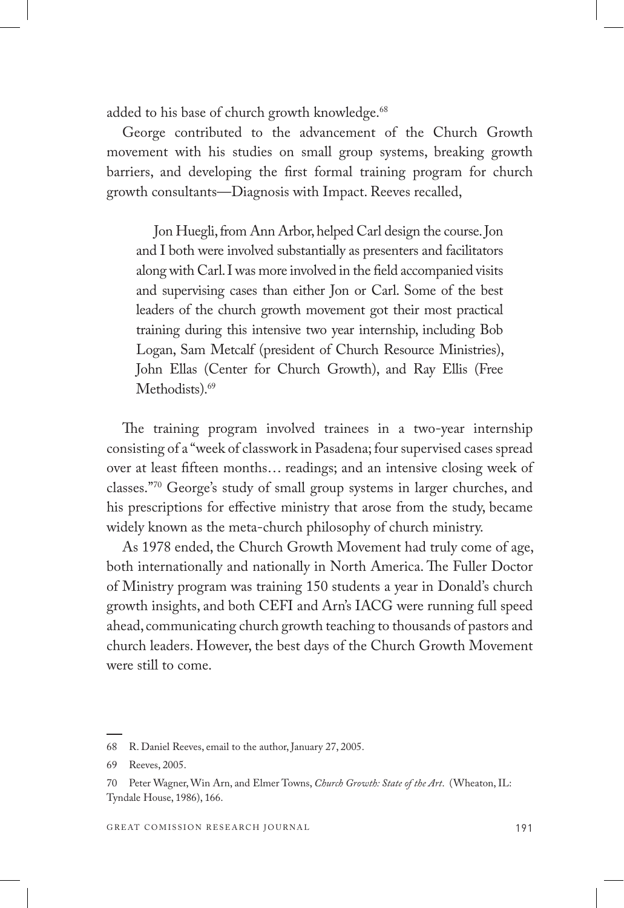added to his base of church growth knowledge.[68]

George contributed to the advancement of the Church Growth movement with his studies on small group systems, breaking growth barriers, and developing the first formal training program for church growth consultants—Diagnosis with Impact. Reeves recalled,

> Jon Huegli, from Ann Arbor, helped Carl design the course. Jon and I both were involved substantially as presenters and facilitators along with Carl. I was more involved in the field accompanied visits and supervising cases than either Jon or Carl. Some of the best leaders of the church growth movement got their most practical training during this intensive two year internship, including Bob Logan, Sam Metcalf (president of Church Resource Ministries), John Ellas (Center for Church Growth), and Ray Ellis (Free Methodists).[69]

The training program involved trainees in a two-year internship consisting of a "week of classwork in Pasadena; four supervised cases spread over at least fifteen months… readings; and an intensive closing week of classes."[70] George's study of small group systems in larger churches, and his prescriptions for effective ministry that arose from the study, became widely known as the meta-church philosophy of church ministry.

As 1978 ended, the Church Growth Movement had truly come of age, both internationally and nationally in North America. The Fuller Doctor of Ministry program was training 150 students a year in Donald's church growth insights, and both CEFI and Arn's IACG were running full speed ahead, communicating church growth teaching to thousands of pastors and church leaders. However, the best days of the Church Growth Movement were still to come.

---

68 R. Daniel Reeves, email to the author, January 27, 2005.

69 Reeves, 2005.

70 Peter Wagner, Win Arn, and Elmer Towns, *Church Growth: State of the Art*. (Wheaton, IL: Tyndale House, 1986), 166.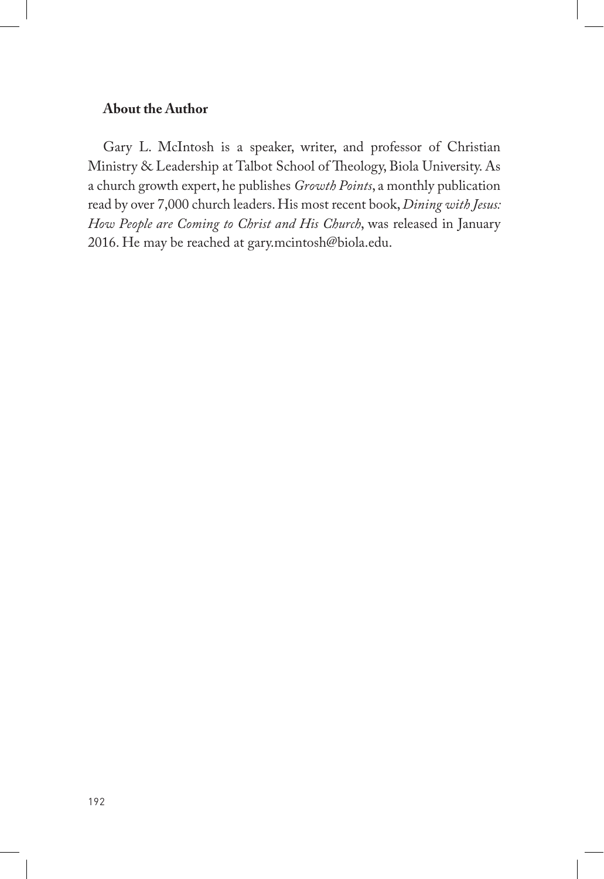**About the Author**

Gary L. McIntosh is a speaker, writer, and professor of Christian Ministry & Leadership at Talbot School of Theology, Biola University. As a church growth expert, he publishes *Growth Points*, a monthly publication read by over 7,000 church leaders. His most recent book, *Dining with Jesus: How People are Coming to Christ and His Church*, was released in January 2016. He may be reached at gary.mcintosh@biola.edu.